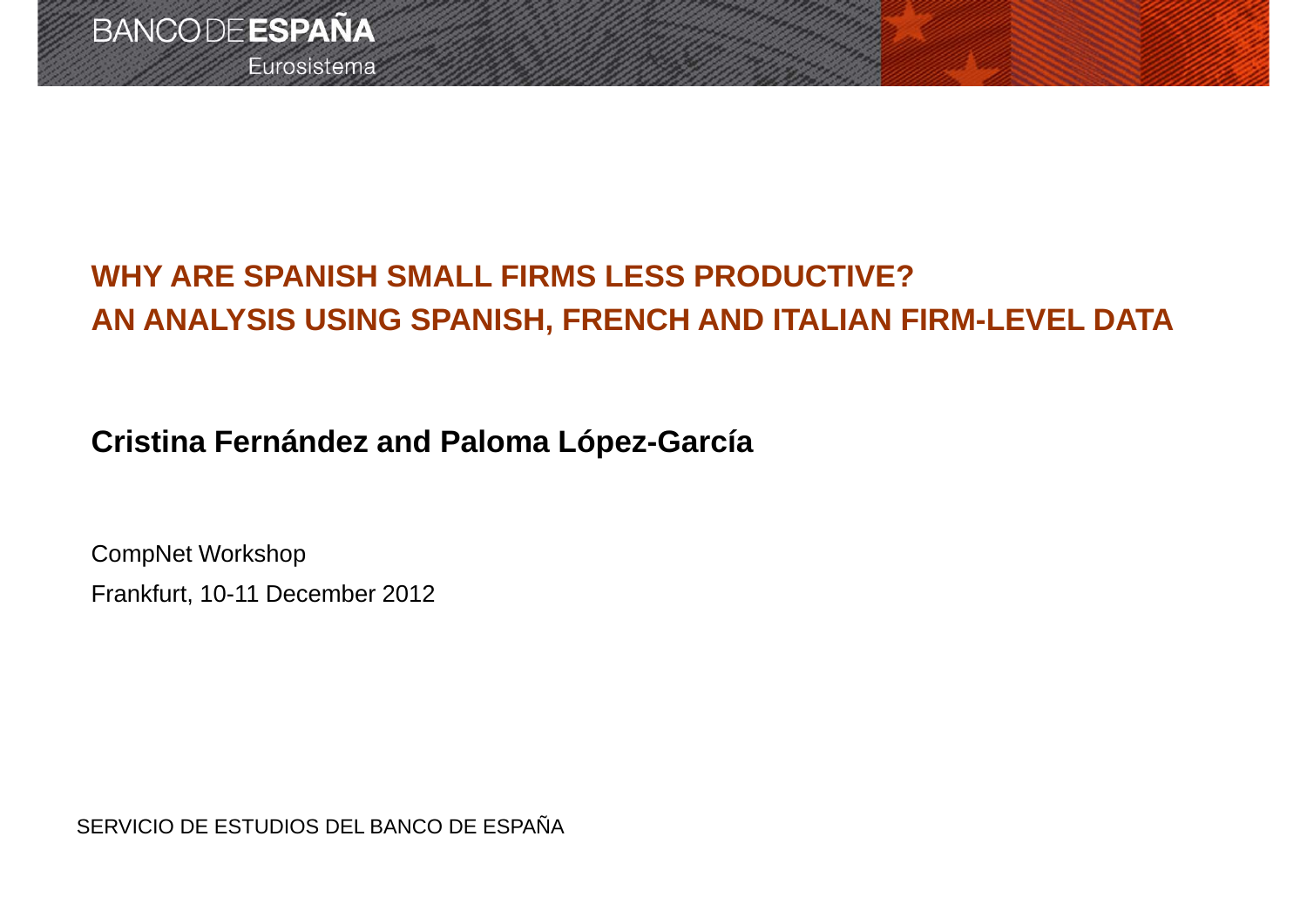BANCO DE ESPAÑA

Eurosistema

# WHY ARE SPANISH SMALL FIRMS LESS PRODUCTIVE? AN ANALYSIS USING SPANISH, FRENCH AND ITALIAN FIRM-LEVEL DATA

**Cristina Fernández and Paloma López-García**

CompNet Workshop

Frankfurt, 10-11 December 2012

SERVICIO DE ESTUDIOS DEL BANCO DE ESPAÑA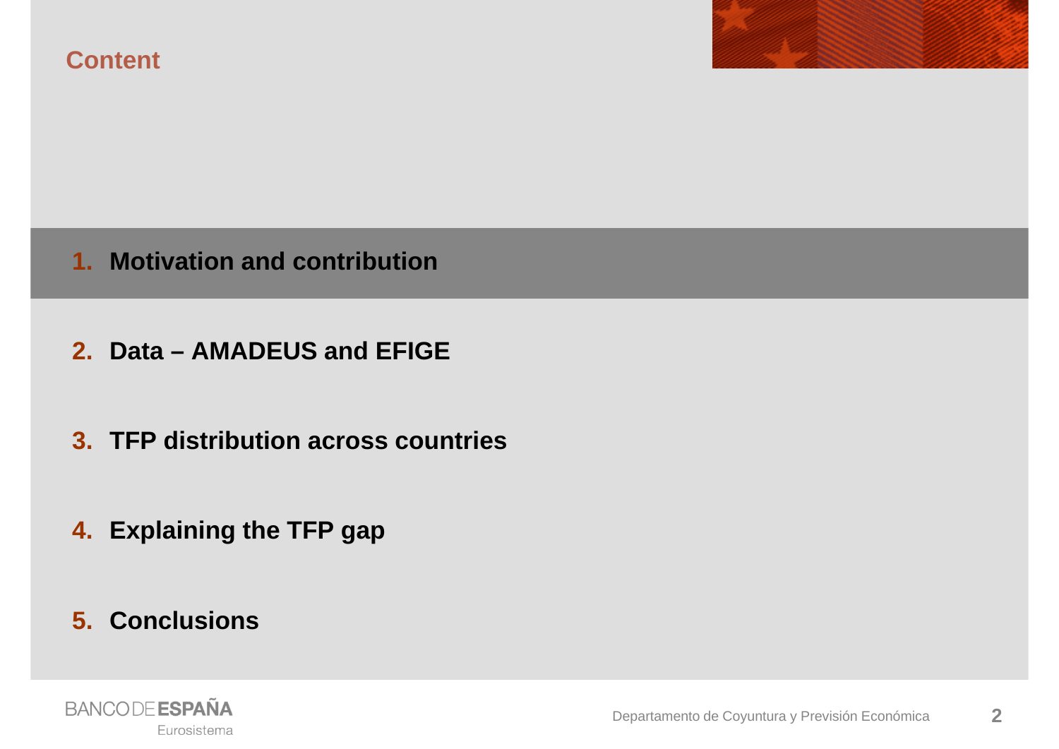## Content

1. **Motivation and contribution**
2. **Data – AMADEUS and EFIGE**
3. **TFP distribution across countries**
4. **Explaining the TFP gap**
5. **Conclusions**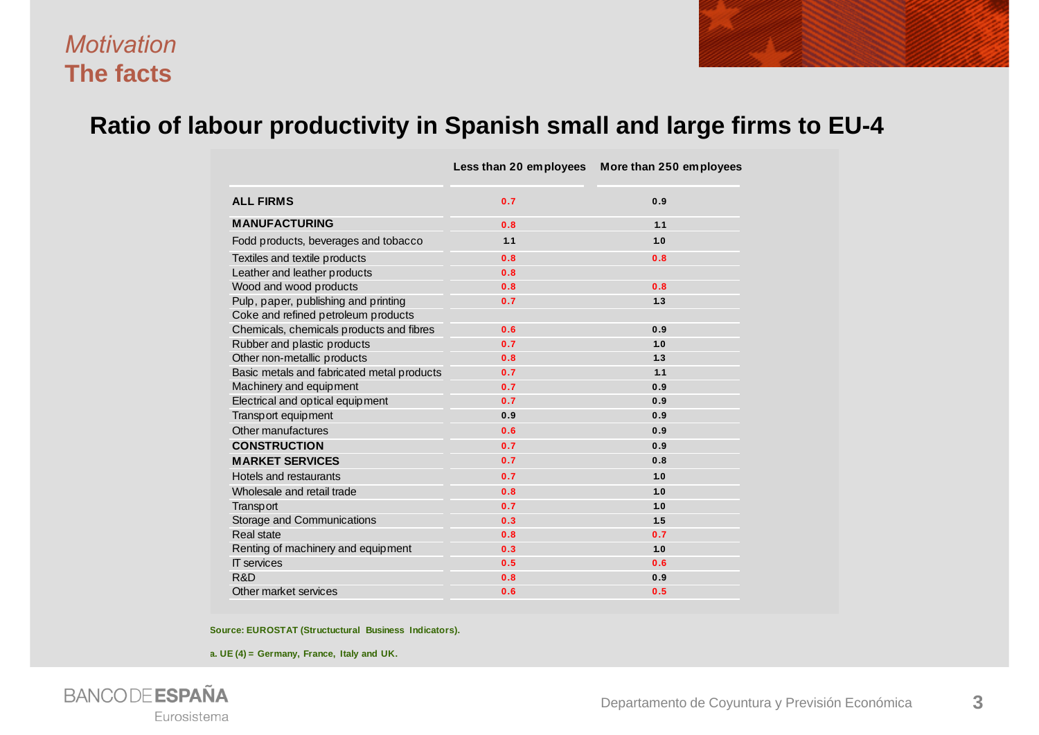*Motivation*

## The facts

# Ratio of labour productivity in Spanish small and large firms to EU-4

| | Less than 20 employees | More than 250 employees |
|---|---|---|
| **ALL FIRMS** | 0.7 | 0.9 |
| **MANUFACTURING** | 0.8 | 1.1 |
| Fodd products, beverages and tobacco | 1.1 | 1.0 |
| Textiles and textile products | 0.8 | 0.8 |
| Leather and leather products | 0.8 | |
| Wood and wood products | 0.8 | 0.8 |
| Pulp, paper, publishing and printing | 0.7 | 1.3 |
| Coke and refined petroleum products | | |
| Chemicals, chemicals products and fibres | 0.6 | 0.9 |
| Rubber and plastic products | 0.7 | 1.0 |
| Other non-metallic products | 0.8 | 1.3 |
| Basic metals and fabricated metal products | 0.7 | 1.1 |
| Machinery and equipment | 0.7 | 0.9 |
| Electrical and optical equipment | 0.7 | 0.9 |
| Transport equipment | 0.9 | 0.9 |
| Other manufactures | 0.6 | 0.9 |
| **CONSTRUCTION** | 0.7 | 0.9 |
| **MARKET SERVICES** | 0.7 | 0.8 |
| Hotels and restaurants | 0.7 | 1.0 |
| Wholesale and retail trade | 0.8 | 1.0 |
| Transport | 0.7 | 1.0 |
| Storage and Communications | 0.3 | 1.5 |
| Real state | 0.8 | 0.7 |
| Renting of machinery and equipment | 0.3 | 1.0 |
| IT services | 0.5 | 0.6 |
| R&D | 0.8 | 0.9 |
| Other market services | 0.6 | 0.5 |

**Source: EUROSTAT (Structuctural Business Indicators).**

**a. UE (4) = Germany, France, Italy and UK.**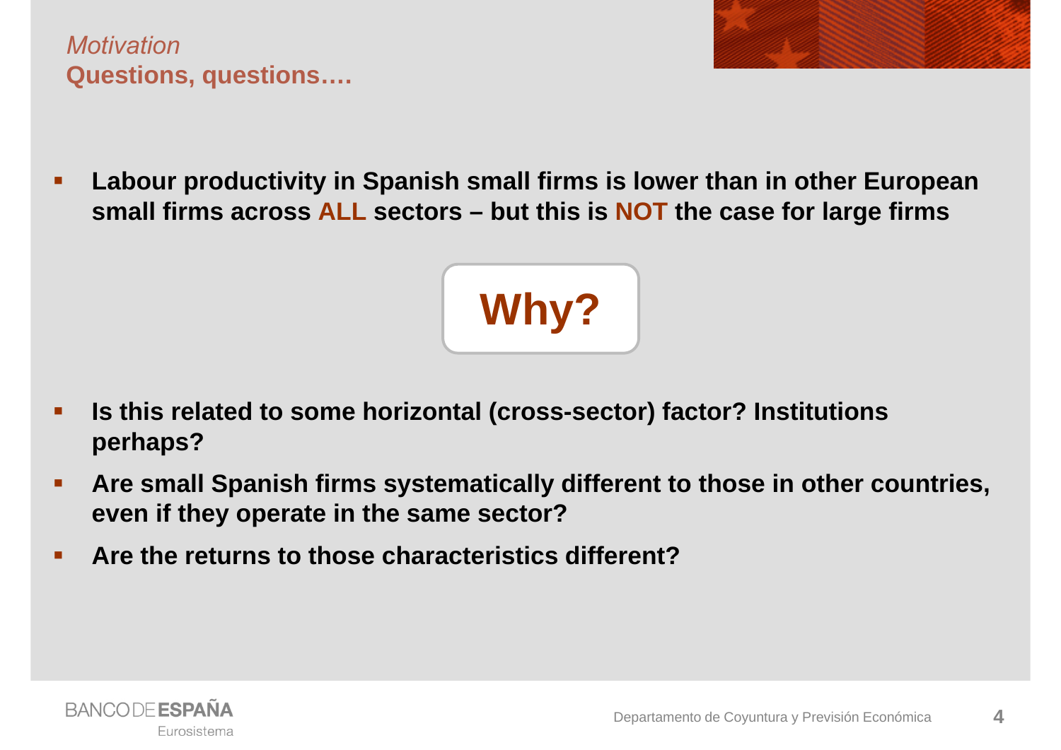*Motivation*

## Questions, questions….

- **Labour productivity in Spanish small firms is lower than in other European small firms across ALL sectors – but this is NOT the case for large firms**

**Why?**

- **Is this related to some horizontal (cross-sector) factor? Institutions perhaps?**
- **Are small Spanish firms systematically different to those in other countries, even if they operate in the same sector?**
- **Are the returns to those characteristics different?**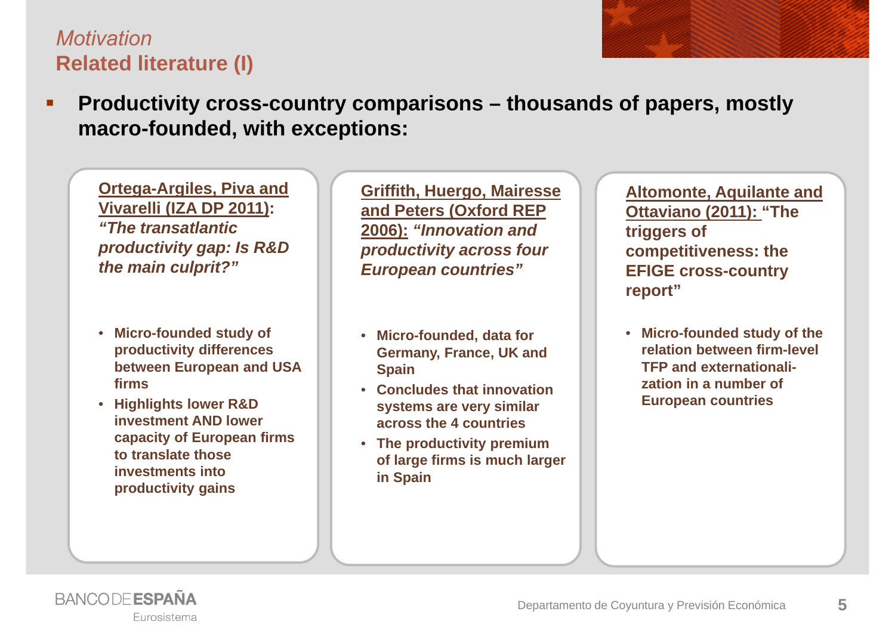*Motivation*

## Related literature (I)

- **Productivity cross-country comparisons – thousands of papers, mostly macro-founded, with exceptions:**

**Ortega-Argiles, Piva and Vivarelli (IZA DP 2011):** ***"The transatlantic productivity gap: Is R&D the main culprit?"***

- **Micro-founded study of productivity differences between European and USA firms**
- **Highlights lower R&D investment AND lower capacity of European firms to translate those investments into productivity gains**

**Griffith, Huergo, Mairesse and Peters (Oxford REP 2006):** ***"Innovation and productivity across four European countries"***

- **Micro-founded, data for Germany, France, UK and Spain**
- **Concludes that innovation systems are very similar across the 4 countries**
- **The productivity premium of large firms is much larger in Spain**

**Altomonte, Aquilante and Ottaviano (2011): "The triggers of competitiveness: the EFIGE cross-country report"**

- **Micro-founded study of the relation between firm-level TFP and externalization in a number of European countries**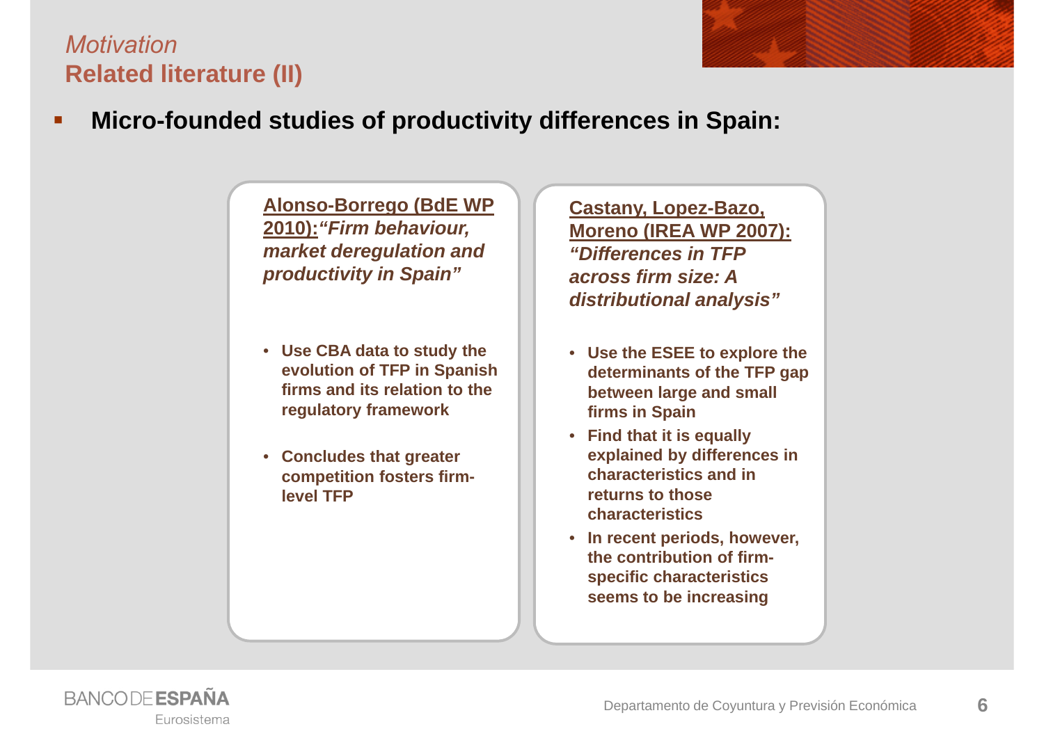*Motivation*

## Related literature (II)

- **Micro-founded studies of productivity differences in Spain:**

**Alonso-Borrego (BdE WP 2010):** ***"Firm behaviour, market deregulation and productivity in Spain"***

- **Use CBA data to study the evolution of TFP in Spanish firms and its relation to the regulatory framework**
- **Concludes that greater competition fosters firm-level TFP**

**Castany, Lopez-Bazo, Moreno (IREA WP 2007):** ***"Differences in TFP across firm size: A distributional analysis"***

- **Use the ESEE to explore the determinants of the TFP gap between large and small firms in Spain**
- **Find that it is equally explained by differences in characteristics and in returns to those characteristics**
- **In recent periods, however, the contribution of firm-specific characteristics seems to be increasing**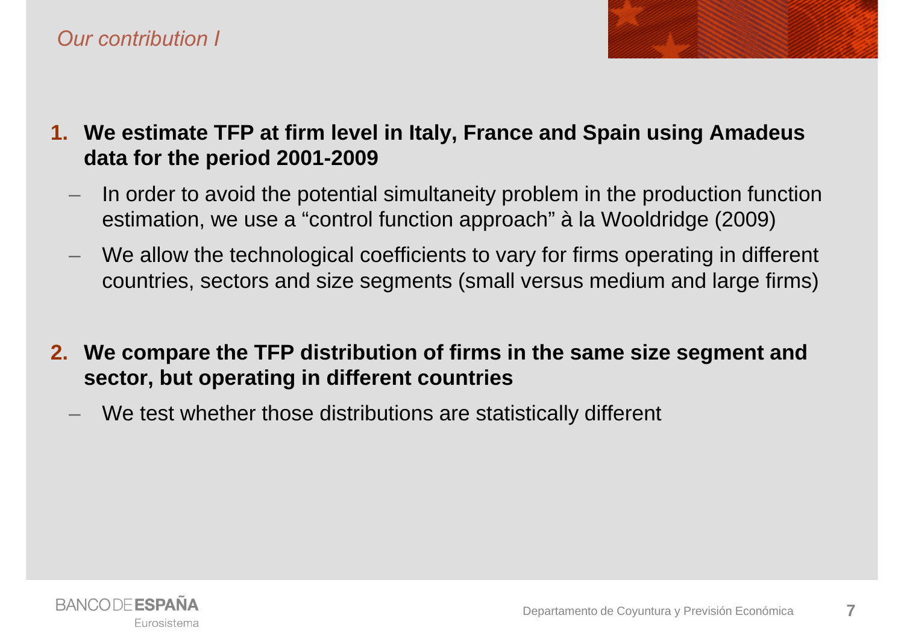## *Our contribution I*

1. **We estimate TFP at firm level in Italy, France and Spain using Amadeus data for the period 2001-2009**
   - In order to avoid the potential simultaneity problem in the production function estimation, we use a “control function approach” à la Wooldridge (2009)
   - We allow the technological coefficients to vary for firms operating in different countries, sectors and size segments (small versus medium and large firms)

2. **We compare the TFP distribution of firms in the same size segment and sector, but operating in different countries**
   - We test whether those distributions are statistically different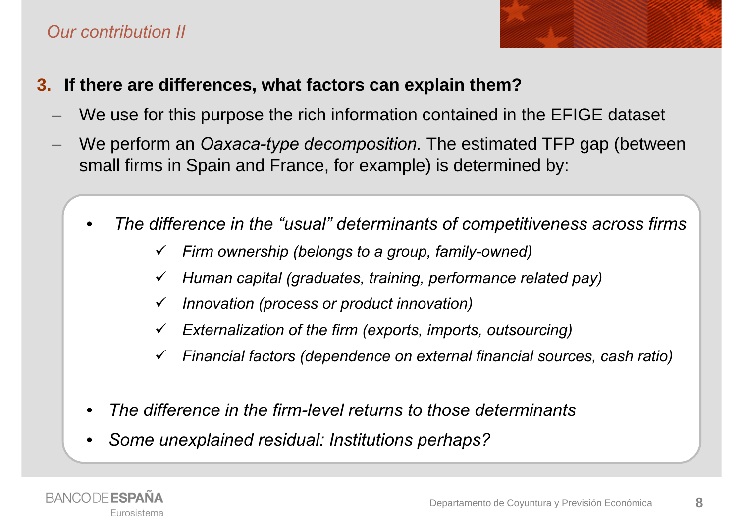## *Our contribution II*

**3. If there are differences, what factors can explain them?**

- We use for this purpose the rich information contained in the EFIGE dataset
- We perform an *Oaxaca-type decomposition.* The estimated TFP gap (between small firms in Spain and France, for example) is determined by:

  - *The difference in the "usual" determinants of competitiveness across firms*
    - ✓ *Firm ownership (belongs to a group, family-owned)*
    - ✓ *Human capital (graduates, training, performance related pay)*
    - ✓ *Innovation (process or product innovation)*
    - ✓ *Externalization of the firm (exports, imports, outsourcing)*
    - ✓ *Financial factors (dependence on external financial sources, cash ratio)*
  - *The difference in the firm-level returns to those determinants*
  - *Some unexplained residual: Institutions perhaps?*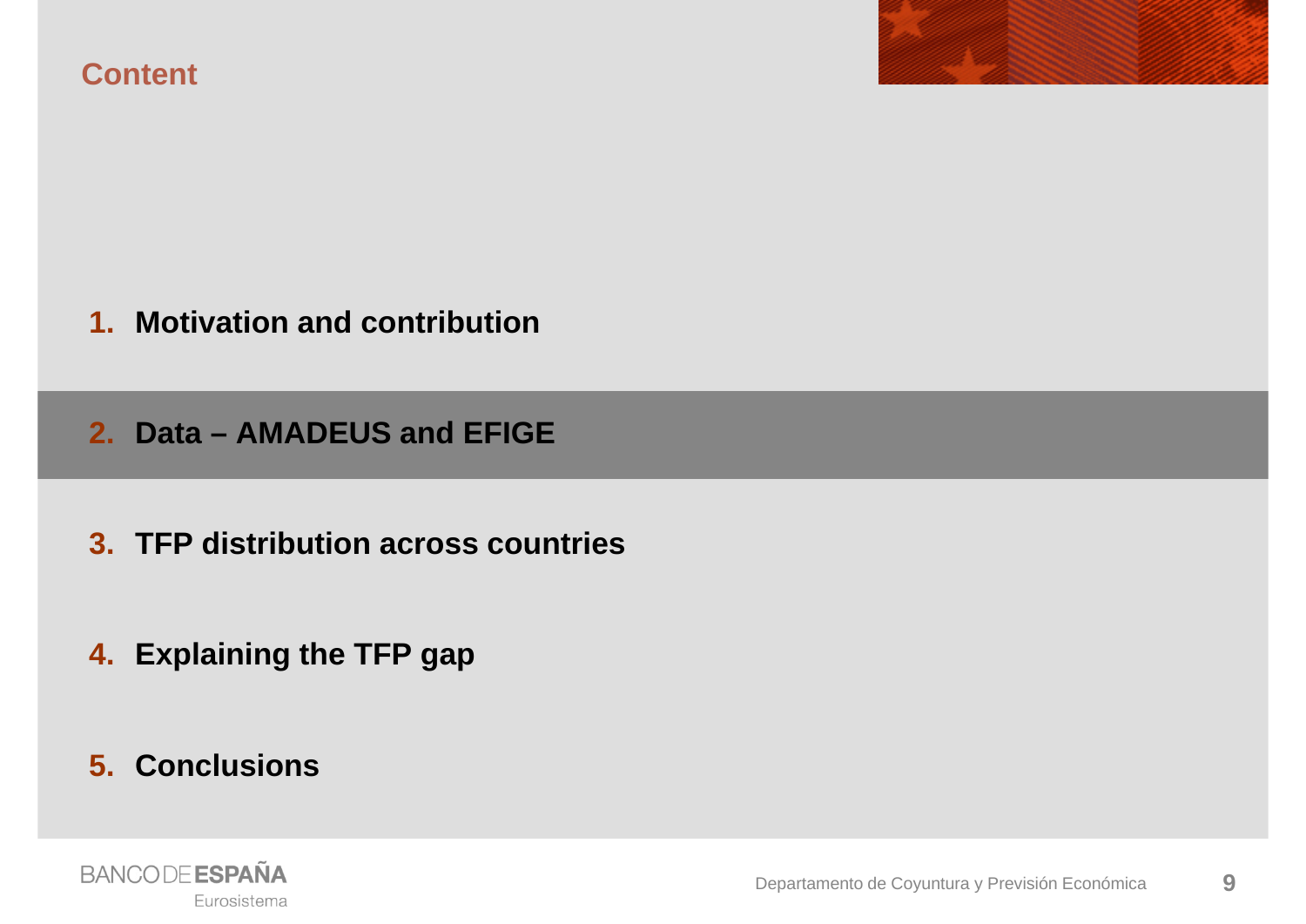## Content

1. **Motivation and contribution**
2. **Data – AMADEUS and EFIGE**
3. **TFP distribution across countries**
4. **Explaining the TFP gap**
5. **Conclusions**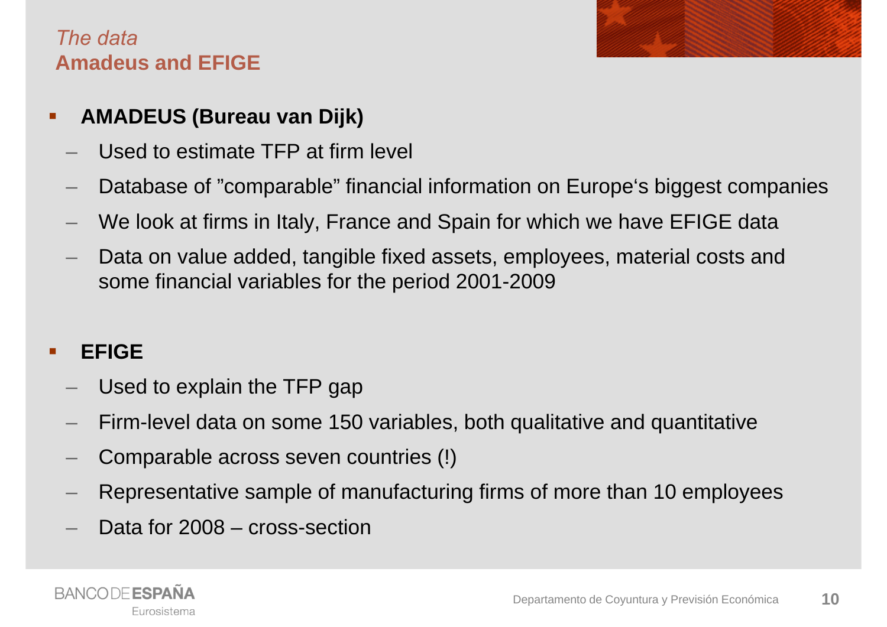*The data*

## Amadeus and EFIGE

- **AMADEUS (Bureau van Dijk)**
  - Used to estimate TFP at firm level
  - Database of ”comparable” financial information on Europe‘s biggest companies
  - We look at firms in Italy, France and Spain for which we have EFIGE data
  - Data on value added, tangible fixed assets, employees, material costs and some financial variables for the period 2001-2009

- **EFIGE**
  - Used to explain the TFP gap
  - Firm-level data on some 150 variables, both qualitative and quantitative
  - Comparable across seven countries (!)
  - Representative sample of manufacturing firms of more than 10 employees
  - Data for 2008 – cross-section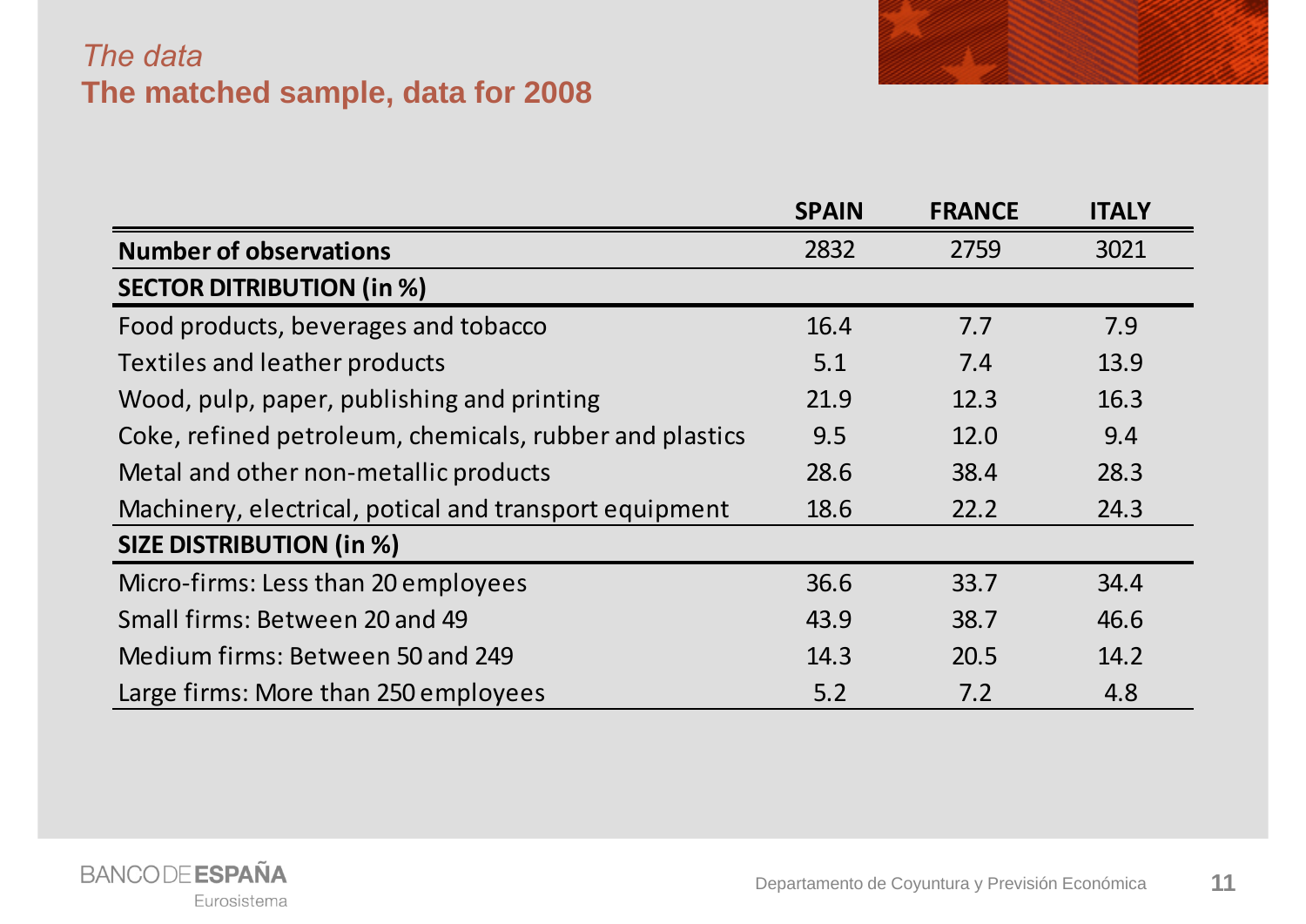*The data*

## The matched sample, data for 2008

| | SPAIN | FRANCE | ITALY |
|---|---|---|---|
| **Number of observations** | 2832 | 2759 | 3021 |
| **SECTOR DITRIBUTION (in %)** | | | |
| Food products, beverages and tobacco | 16.4 | 7.7 | 7.9 |
| Textiles and leather products | 5.1 | 7.4 | 13.9 |
| Wood, pulp, paper, publishing and printing | 21.9 | 12.3 | 16.3 |
| Coke, refined petroleum, chemicals, rubber and plastics | 9.5 | 12.0 | 9.4 |
| Metal and other non-metallic products | 28.6 | 38.4 | 28.3 |
| Machinery, electrical, potical and transport equipment | 18.6 | 22.2 | 24.3 |
| **SIZE DISTRIBUTION (in %)** | | | |
| Micro-firms: Less than 20 employees | 36.6 | 33.7 | 34.4 |
| Small firms: Between 20 and 49 | 43.9 | 38.7 | 46.6 |
| Medium firms: Between 50 and 249 | 14.3 | 20.5 | 14.2 |
| Large firms: More than 250 employees | 5.2 | 7.2 | 4.8 |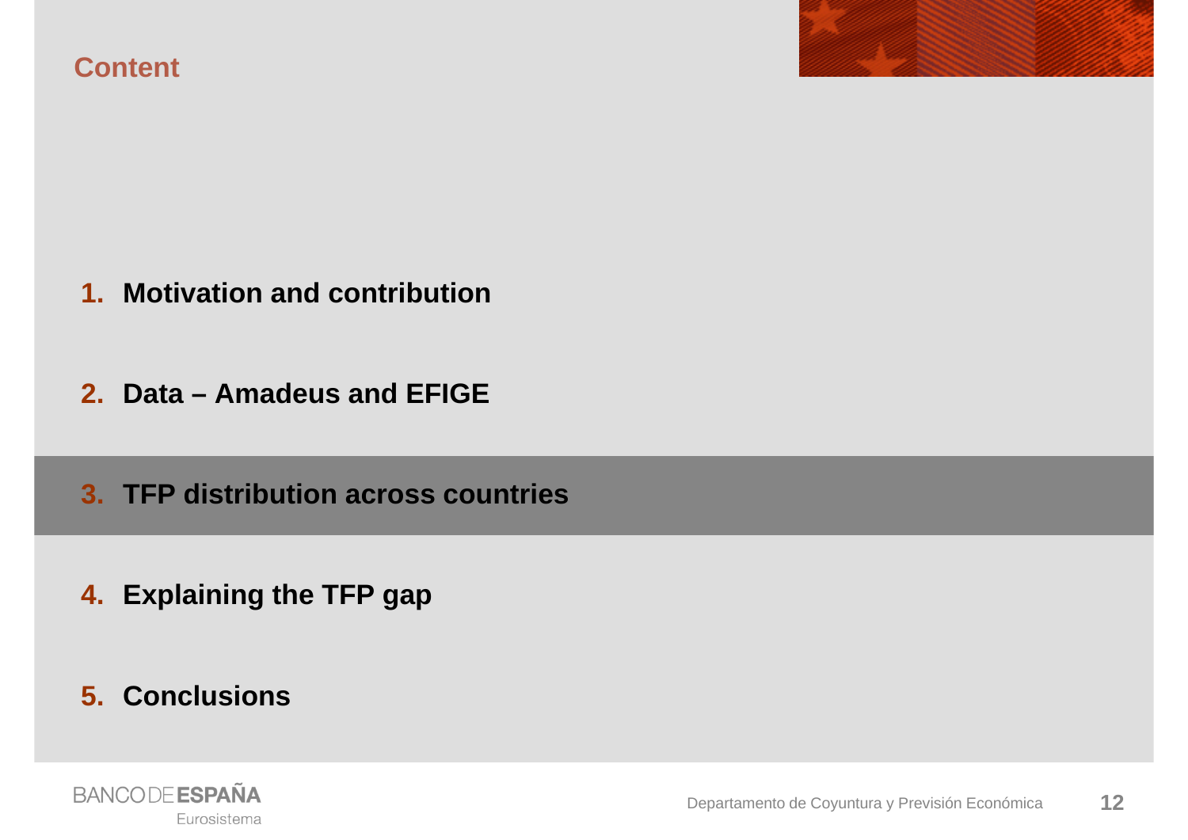## Content

1. **Motivation and contribution**
2. **Data – Amadeus and EFIGE**
3. **TFP distribution across countries**
4. **Explaining the TFP gap**
5. **Conclusions**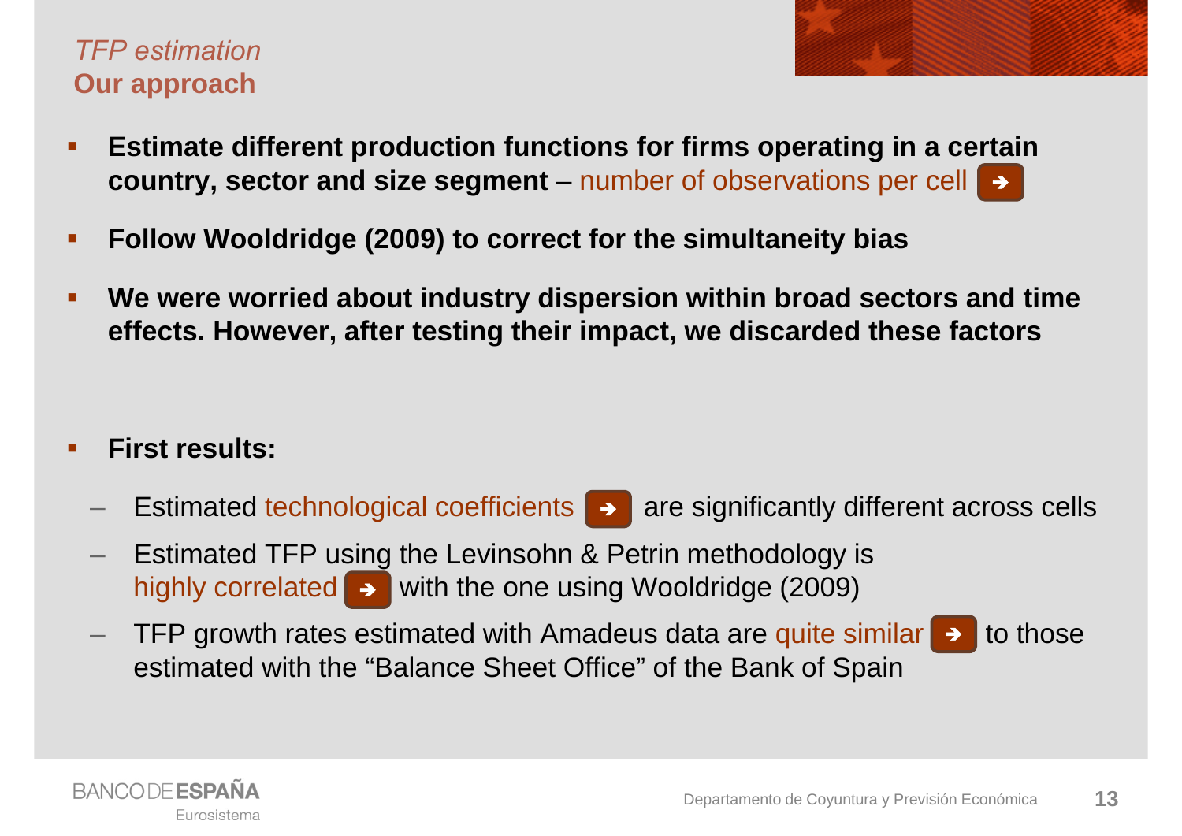*TFP estimation*

## Our approach

- **Estimate different production functions for firms operating in a certain country, sector and size segment** – number of observations per cell ➔
- **Follow Wooldridge (2009) to correct for the simultaneity bias**
- **We were worried about industry dispersion within broad sectors and time effects. However, after testing their impact, we discarded these factors**
- **First results:**
  - Estimated technological coefficients ➔ are significantly different across cells
  - Estimated TFP using the Levinsohn & Petrin methodology is highly correlated ➔ with the one using Wooldridge (2009)
  - TFP growth rates estimated with Amadeus data are quite similar ➔ to those estimated with the “Balance Sheet Office” of the Bank of Spain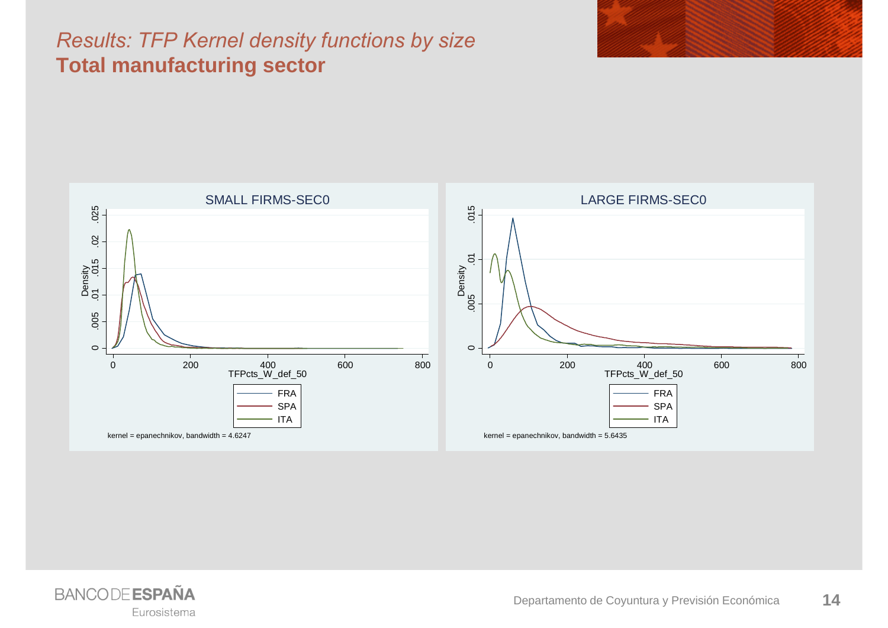*Results: TFP Kernel density functions by size*

**Total manufacturing sector**

SMALL FIRMS-SEC0

Density

TFPcts_W_def_50

FRA
SPA
ITA

kernel = epanechnikov, bandwidth = 4.6247

LARGE FIRMS-SEC0

Density

TFPcts_W_def_50

FRA
SPA
ITA

kernel = epanechnikov, bandwidth = 5.6435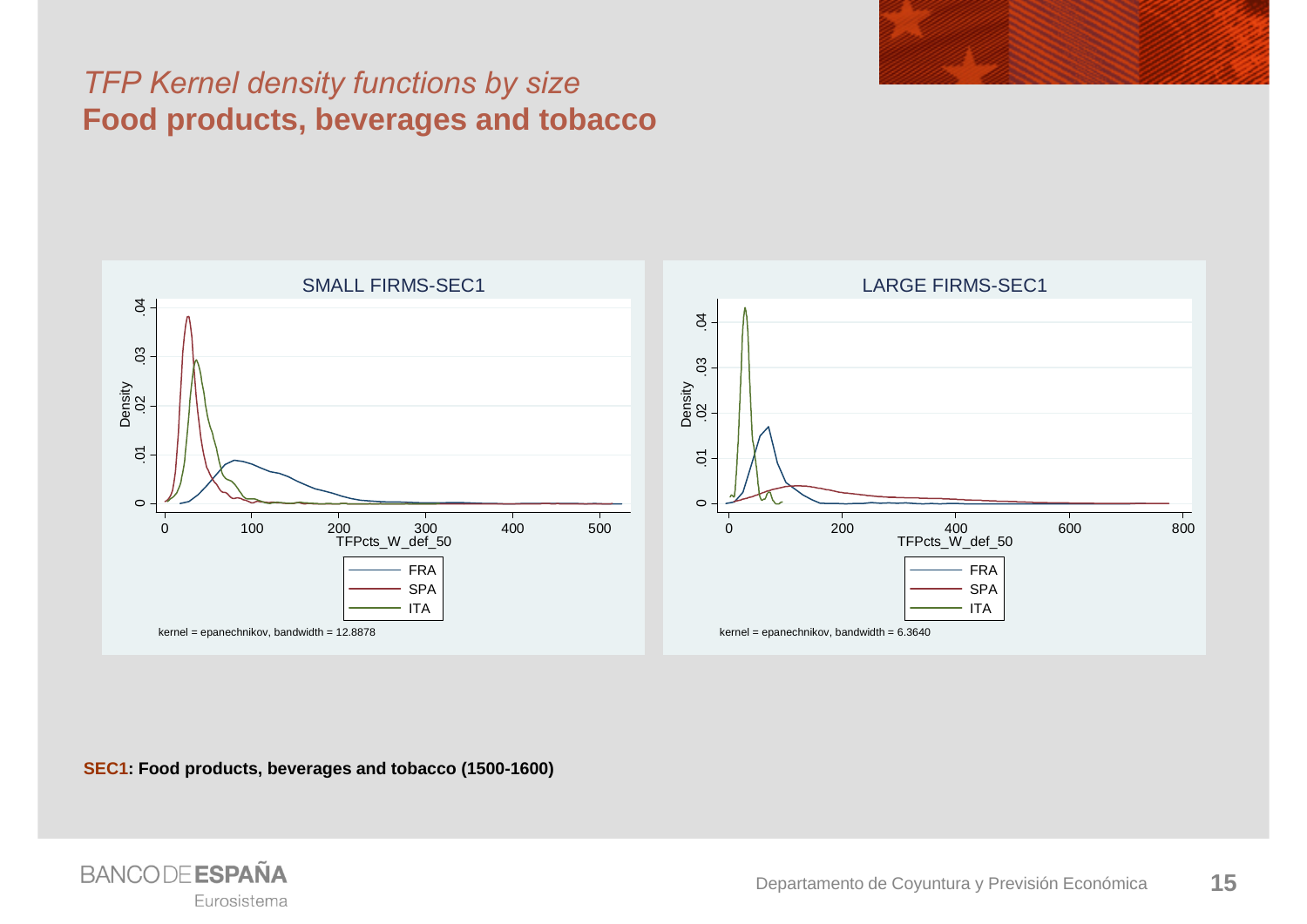*TFP Kernel density functions by size*

**Food products, beverages and tobacco**

SMALL FIRMS-SEC1

LARGE FIRMS-SEC1

kernel = epanechnikov, bandwidth = 12.8878

kernel = epanechnikov, bandwidth = 6.3640

**SEC1: Food products, beverages and tobacco (1500-1600)**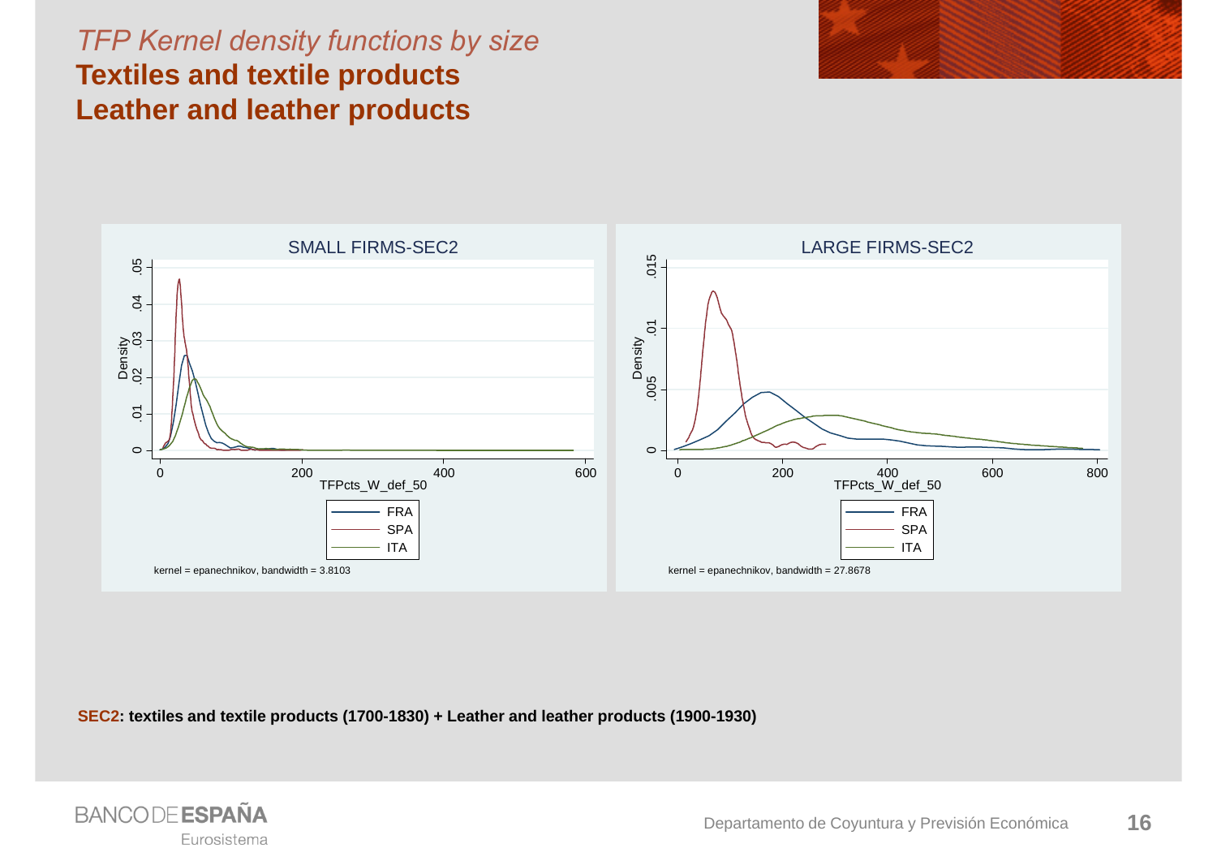*TFP Kernel density functions by size*

## Textiles and textile products
## Leather and leather products

SMALL FIRMS-SEC2

kernel = epanechnikov, bandwidth = 3.8103

LARGE FIRMS-SEC2

kernel = epanechnikov, bandwidth = 27.8678

**SEC2: textiles and textile products (1700-1830) + Leather and leather products (1900-1930)**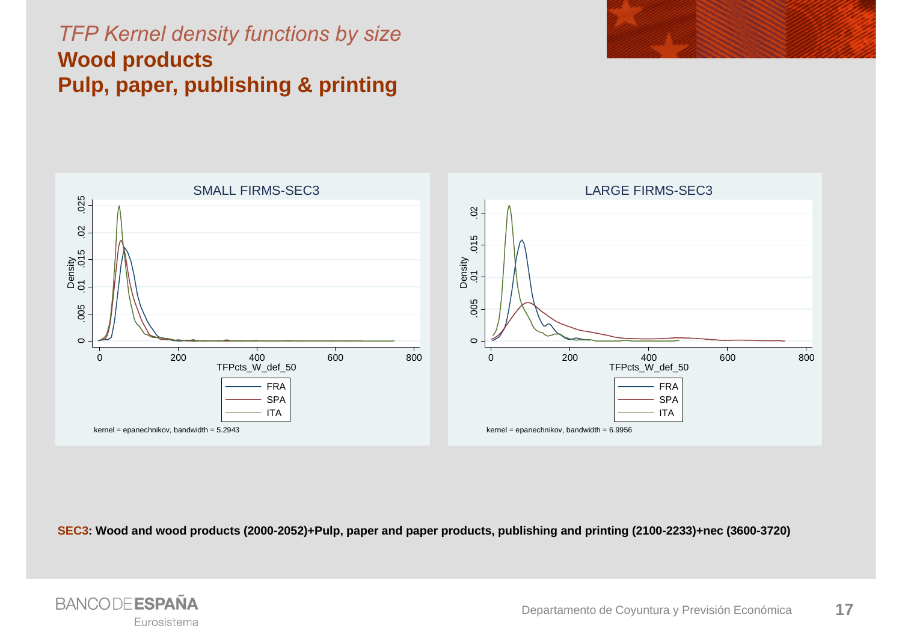*TFP Kernel density functions by size*

## Wood products
## Pulp, paper, publishing & printing

SMALL FIRMS-SEC3

Density

TFPcts_W_def_50

FRA
SPA
ITA

kernel = epanechnikov, bandwidth = 5.2943

LARGE FIRMS-SEC3

Density

TFPcts_W_def_50

FRA
SPA
ITA

kernel = epanechnikov, bandwidth = 6.9956

**SEC3: Wood and wood products (2000-2052)+Pulp, paper and paper products, publishing and printing (2100-2233)+nec (3600-3720)**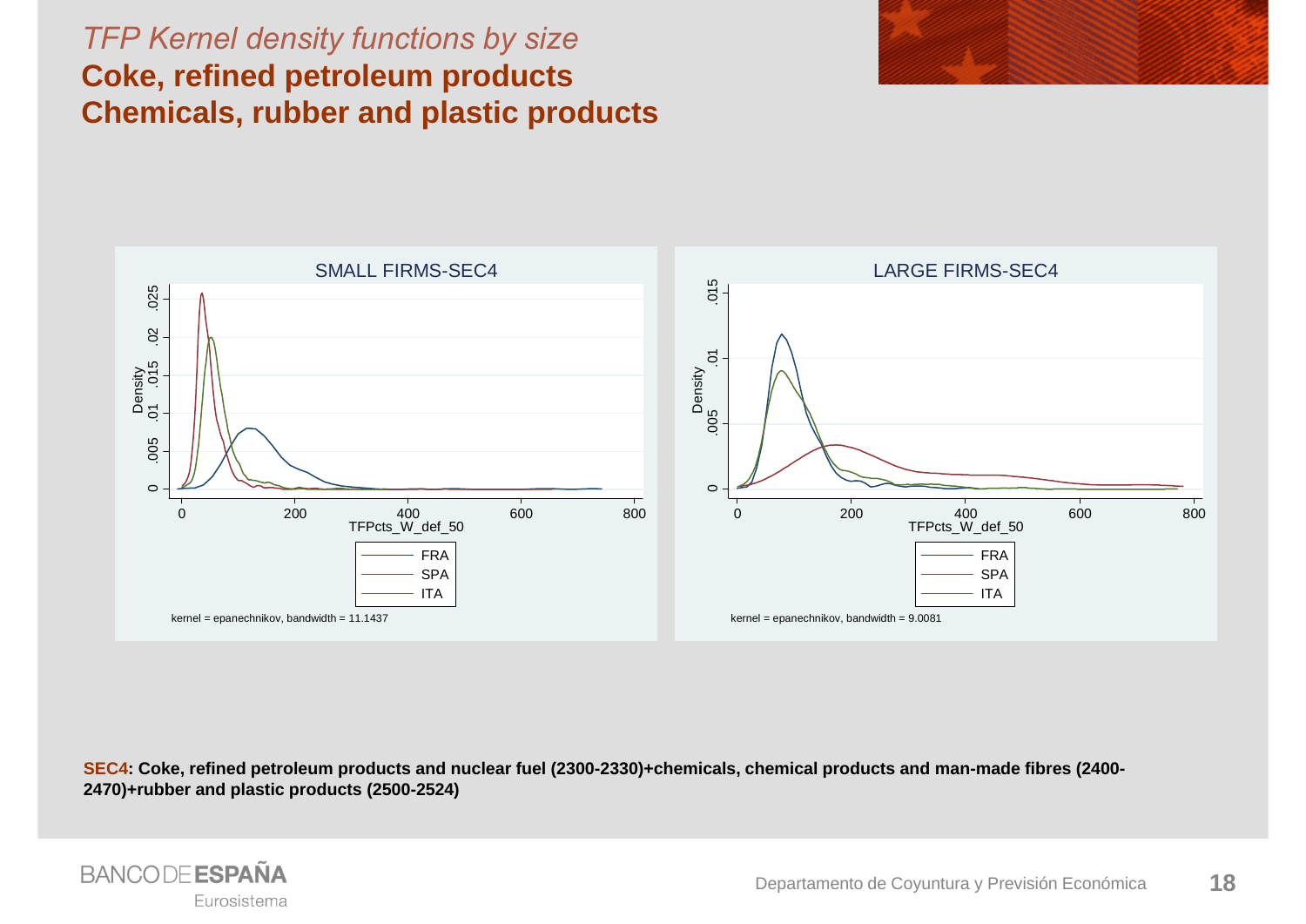*TFP Kernel density functions by size*

**Coke, refined petroleum products**
**Chemicals, rubber and plastic products**

SMALL FIRMS-SEC4

Density

TFPcts_W_def_50

FRA
SPA
ITA

kernel = epanechnikov, bandwidth = 11.1437

LARGE FIRMS-SEC4

Density

TFPcts_W_def_50

FRA
SPA
ITA

kernel = epanechnikov, bandwidth = 9.0081

**SEC4: Coke, refined petroleum products and nuclear fuel (2300-2330)+chemicals, chemical products and man-made fibres (2400-2470)+rubber and plastic products (2500-2524)**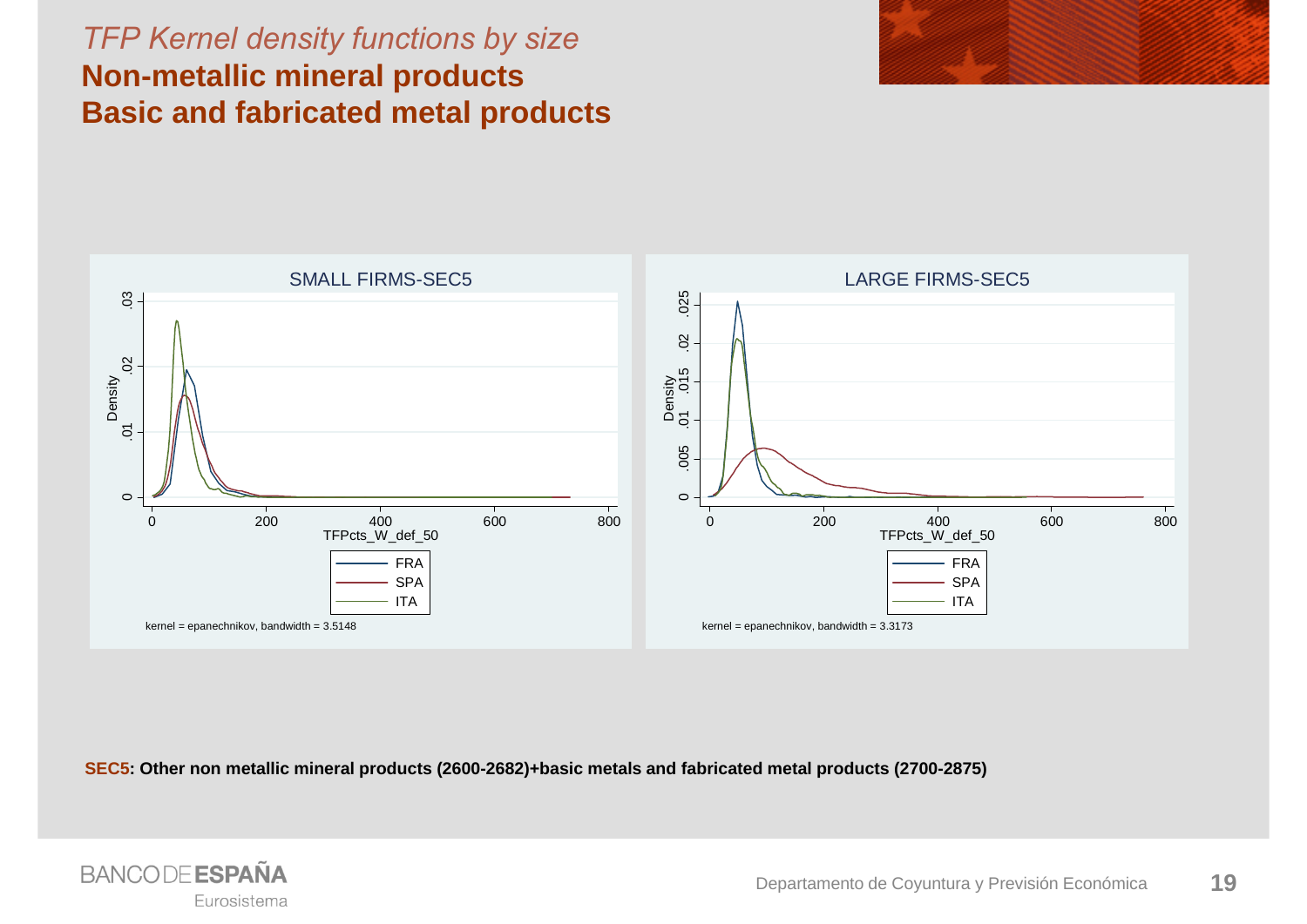*TFP Kernel density functions by size*

# Non-metallic mineral products
# Basic and fabricated metal products

SMALL FIRMS-SEC5

Density

TFPcts_W_def_50

FRA
SPA
ITA

kernel = epanechnikov, bandwidth = 3.5148

LARGE FIRMS-SEC5

Density

TFPcts_W_def_50

FRA
SPA
ITA

kernel = epanechnikov, bandwidth = 3.3173

**SEC5: Other non metallic mineral products (2600-2682)+basic metals and fabricated metal products (2700-2875)**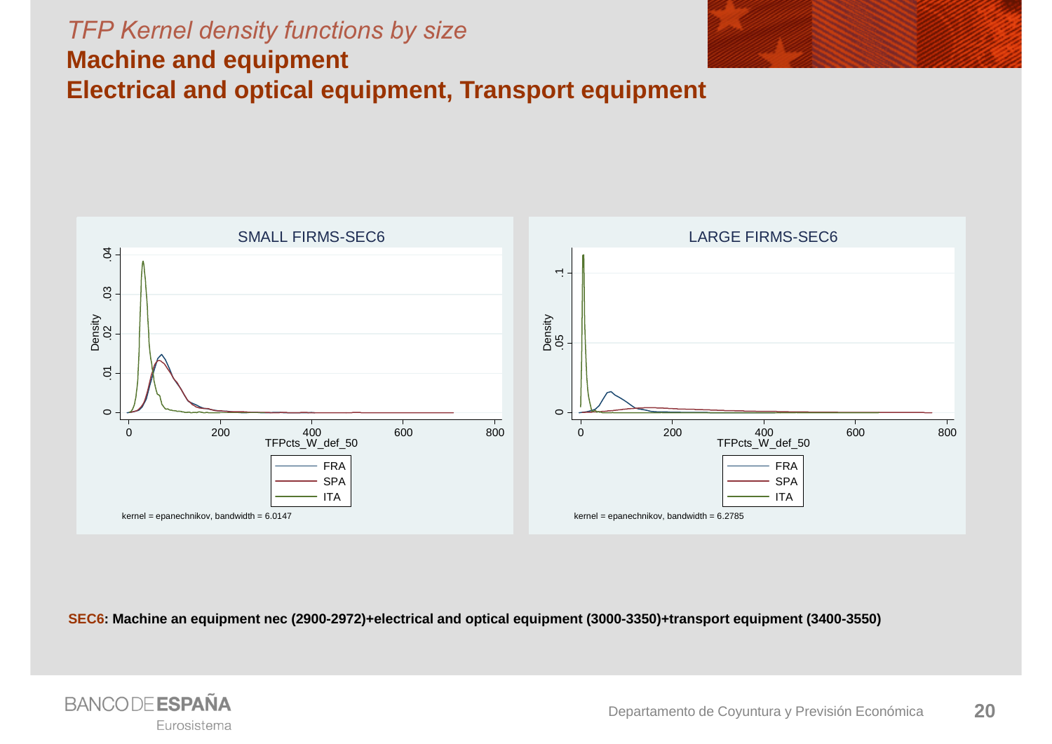*TFP Kernel density functions by size*

## Machine and equipment
## Electrical and optical equipment, Transport equipment

SMALL FIRMS-SEC6

LARGE FIRMS-SEC6

kernel = epanechnikov, bandwidth = 6.0147

kernel = epanechnikov, bandwidth = 6.2785

**SEC6: Machine an equipment nec (2900-2972)+electrical and optical equipment (3000-3350)+transport equipment (3400-3550)**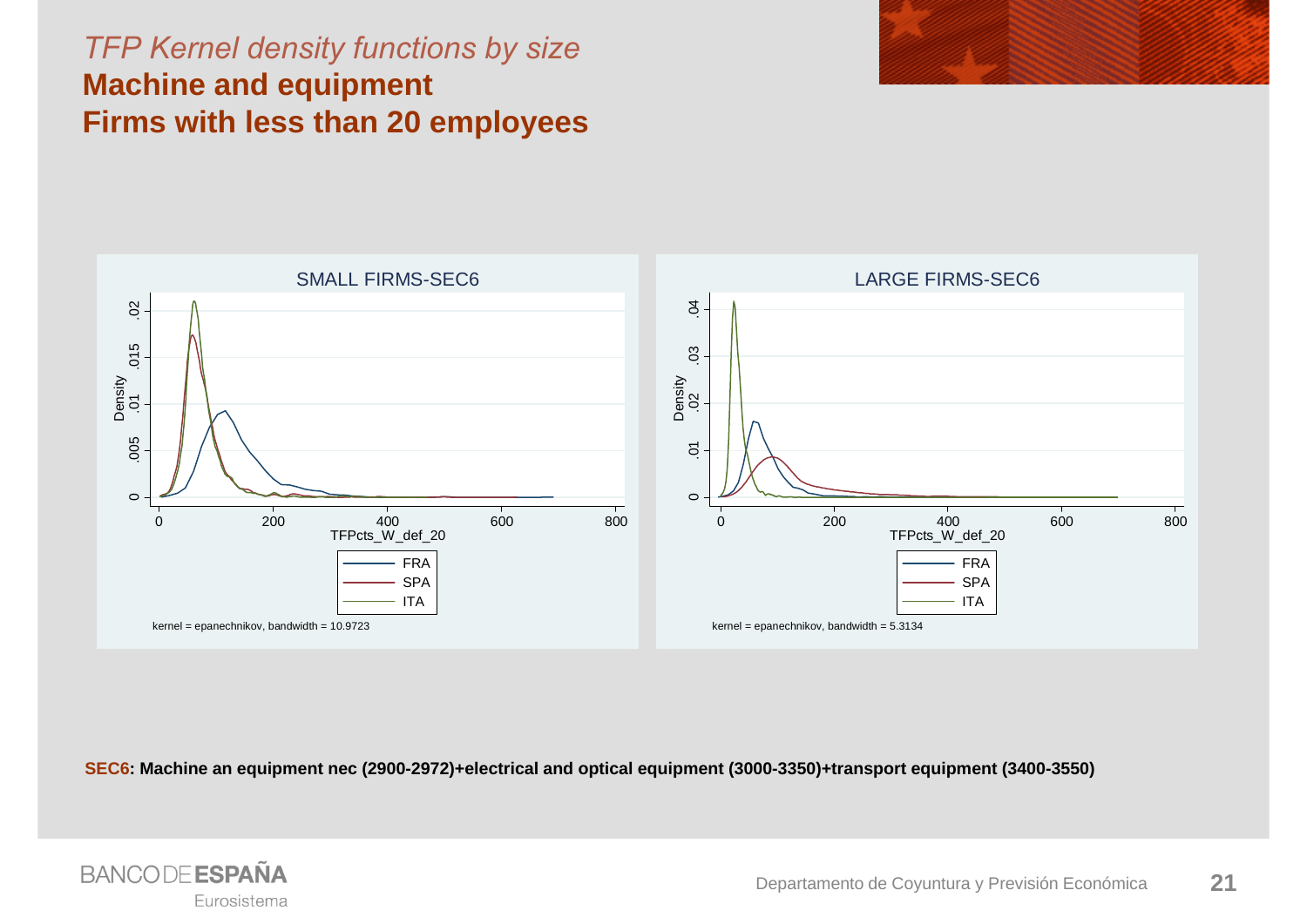*TFP Kernel density functions by size*

## Machine and equipment
## Firms with less than 20 employees

SMALL FIRMS-SEC6

LARGE FIRMS-SEC6

**SEC6: Machine an equipment nec (2900-2972)+electrical and optical equipment (3000-3350)+transport equipment (3400-3550)**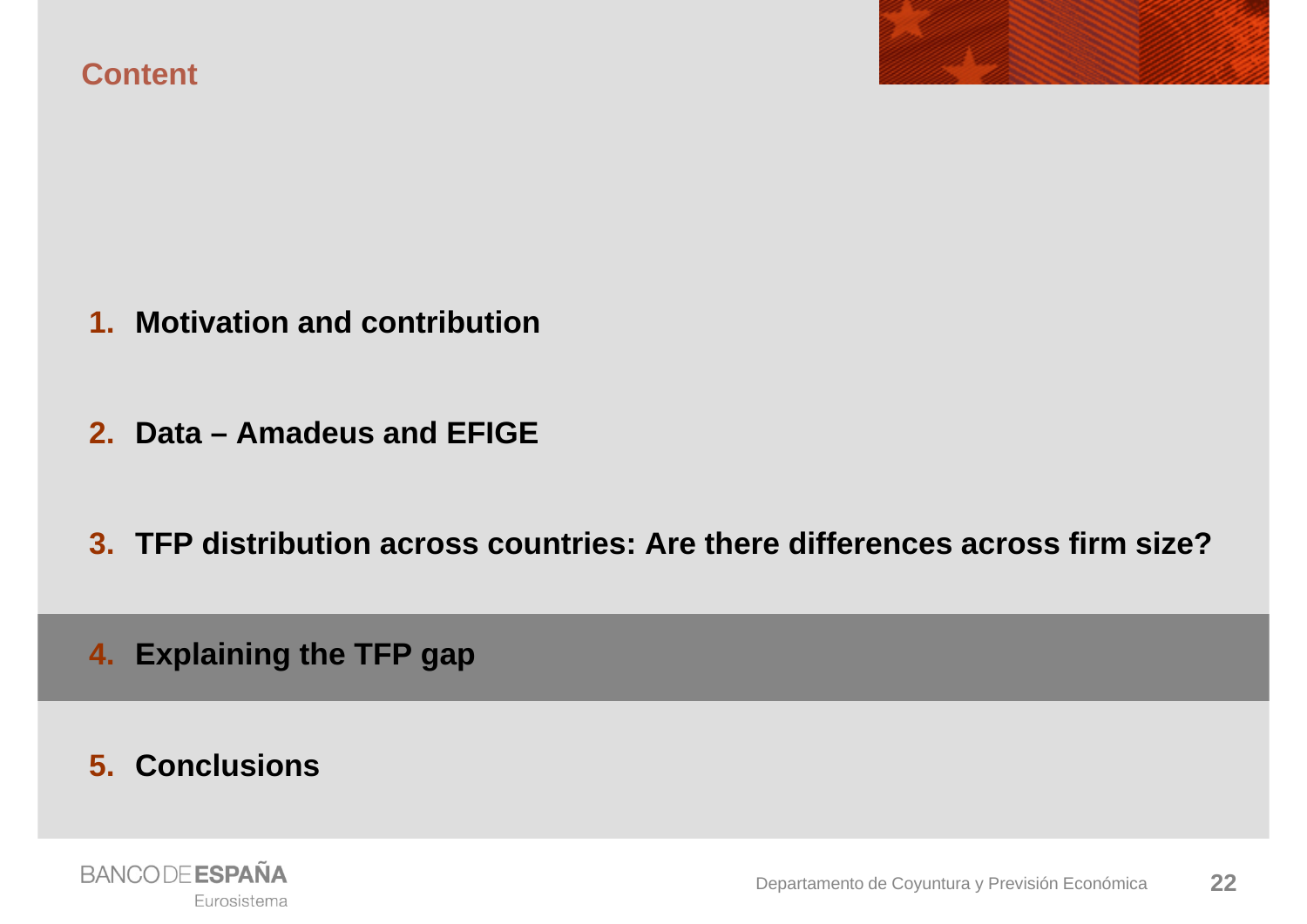## Content

1. **Motivation and contribution**

2. **Data – Amadeus and EFIGE**

3. **TFP distribution across countries: Are there differences across firm size?**

4. **Explaining the TFP gap**

5. **Conclusions**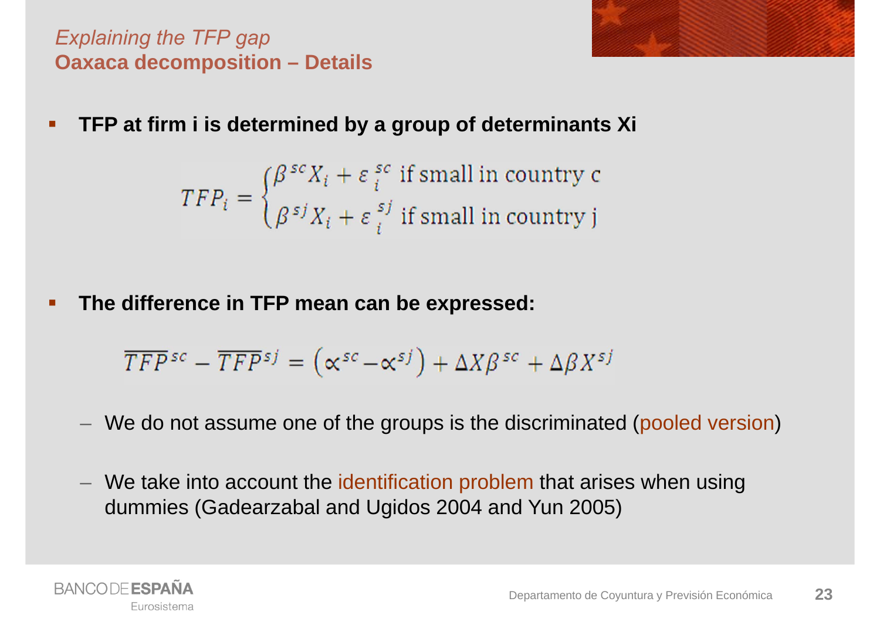*Explaining the TFP gap*

## Oaxaca decomposition – Details

- **TFP at firm i is determined by a group of determinants Xi**

$$TFP_i = \begin{cases} \beta^{sc} X_i + \varepsilon_i^{sc} & \text{if small in country c} \\ \beta^{sj} X_i + \varepsilon_i^{sj} & \text{if small in country j} \end{cases}$$

- **The difference in TFP mean can be expressed:**

$$\overline{TFP}^{sc} - \overline{TFP}^{sj} = \left(\propto^{sc} - \propto^{sj}\right) + \Delta X \beta^{sc} + \Delta \beta X^{sj}$$

  – We do not assume one of the groups is the discriminated (pooled version)

  – We take into account the identification problem that arises when using dummies (Gadearzabal and Ugidos 2004 and Yun 2005)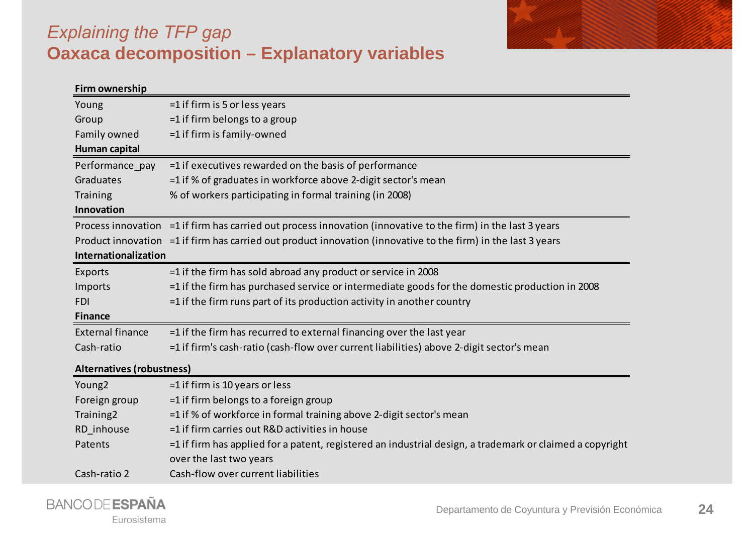## *Explaining the TFP gap*

## Oaxaca decomposition – Explanatory variables

| **Firm ownership** | |
|---|---|
| Young | =1 if firm is 5 or less years |
| Group | =1 if firm belongs to a group |
| Family owned | =1 if firm is family-owned |
| **Human capital** | |
| Performance_pay | =1 if executives rewarded on the basis of performance |
| Graduates | =1 if % of graduates in workforce above 2-digit sector's mean |
| Training | % of workers participating in formal training (in 2008) |
| **Innovation** | |
| Process innovation | =1 if firm has carried out process innovation (innovative to the firm) in the last 3 years |
| Product innovation | =1 if firm has carried out product innovation (innovative to the firm) in the last 3 years |
| **Internationalization** | |
| Exports | =1 if the firm has sold abroad any product or service in 2008 |
| Imports | =1 if the firm has purchased service or intermediate goods for the domestic production in 2008 |
| FDI | =1 if the firm runs part of its production activity in another country |
| **Finance** | |
| External finance | =1 if the firm has recurred to external financing over the last year |
| Cash-ratio | =1 if firm's cash-ratio (cash-flow over current liabilities) above 2-digit sector's mean |
| **Alternatives (robustness)** | |
| Young2 | =1 if firm is 10 years or less |
| Foreign group | =1 if firm belongs to a foreign group |
| Training2 | =1 if % of workforce in formal training above 2-digit sector's mean |
| RD_inhouse | =1 if firm carries out R&D activities in house |
| Patents | =1 if firm has applied for a patent, registered an industrial design, a trademark or claimed a copyright over the last two years |
| Cash-ratio 2 | Cash-flow over current liabilities |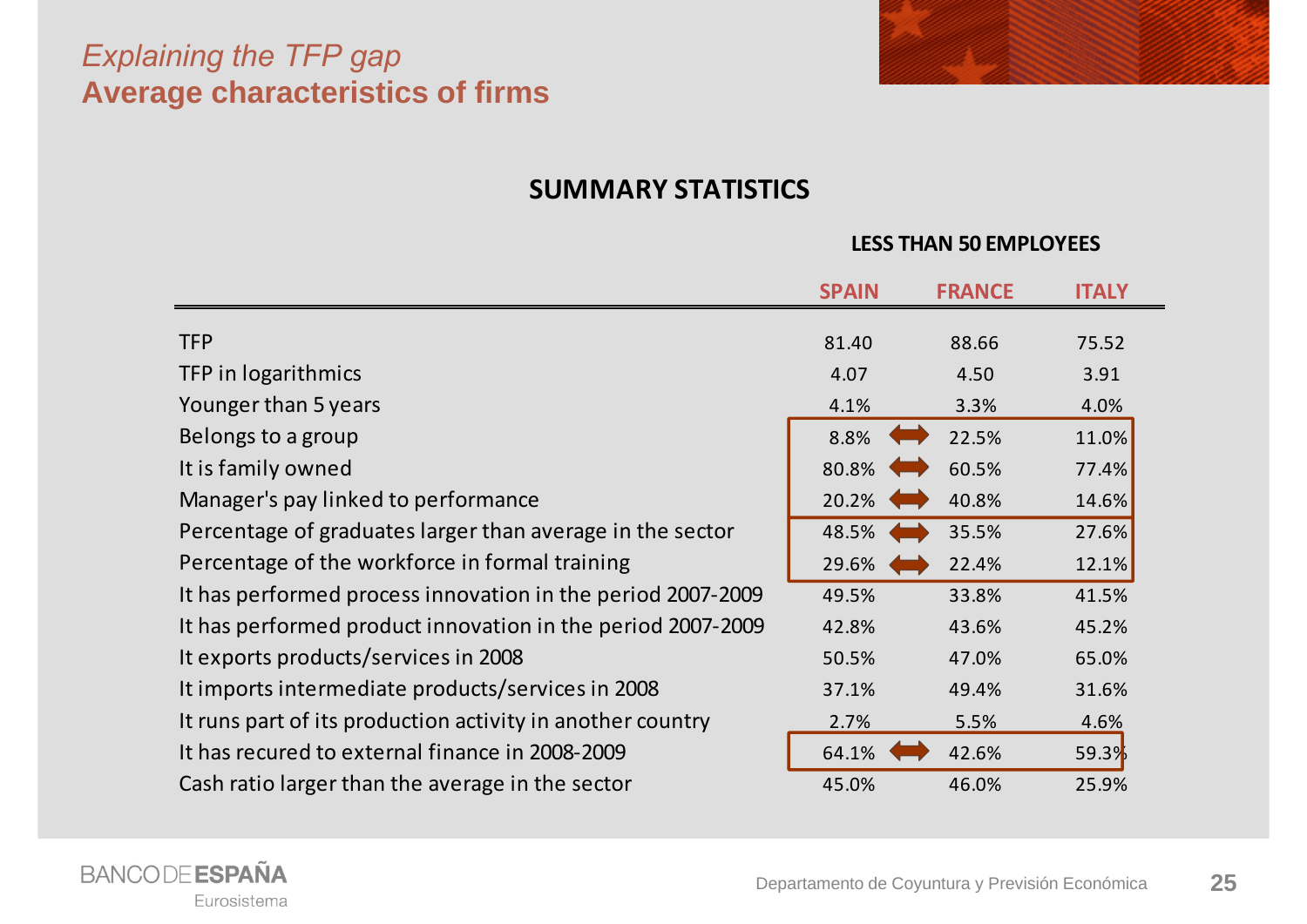*Explaining the TFP gap*

## Average characteristics of firms

### SUMMARY STATISTICS

| | LESS THAN 50 EMPLOYEES | | |
|---|---|---|---|
| | SPAIN | FRANCE | ITALY |
| TFP | 81.40 | 88.66 | 75.52 |
| TFP in logarithmics | 4.07 | 4.50 | 3.91 |
| Younger than 5 years | 4.1% | 3.3% | 4.0% |
| Belongs to a group | 8.8% | 22.5% | 11.0% |
| It is family owned | 80.8% | 60.5% | 77.4% |
| Manager's pay linked to performance | 20.2% | 40.8% | 14.6% |
| Percentage of graduates larger than average in the sector | 48.5% | 35.5% | 27.6% |
| Percentage of the workforce in formal training | 29.6% | 22.4% | 12.1% |
| It has performed process innovation in the period 2007-2009 | 49.5% | 33.8% | 41.5% |
| It has performed product innovation in the period 2007-2009 | 42.8% | 43.6% | 45.2% |
| It exports products/services in 2008 | 50.5% | 47.0% | 65.0% |
| It imports intermediate products/services in 2008 | 37.1% | 49.4% | 31.6% |
| It runs part of its production activity in another country | 2.7% | 5.5% | 4.6% |
| It has recured to external finance in 2008-2009 | 64.1% | 42.6% | 59.3% |
| Cash ratio larger than the average in the sector | 45.0% | 46.0% | 25.9% |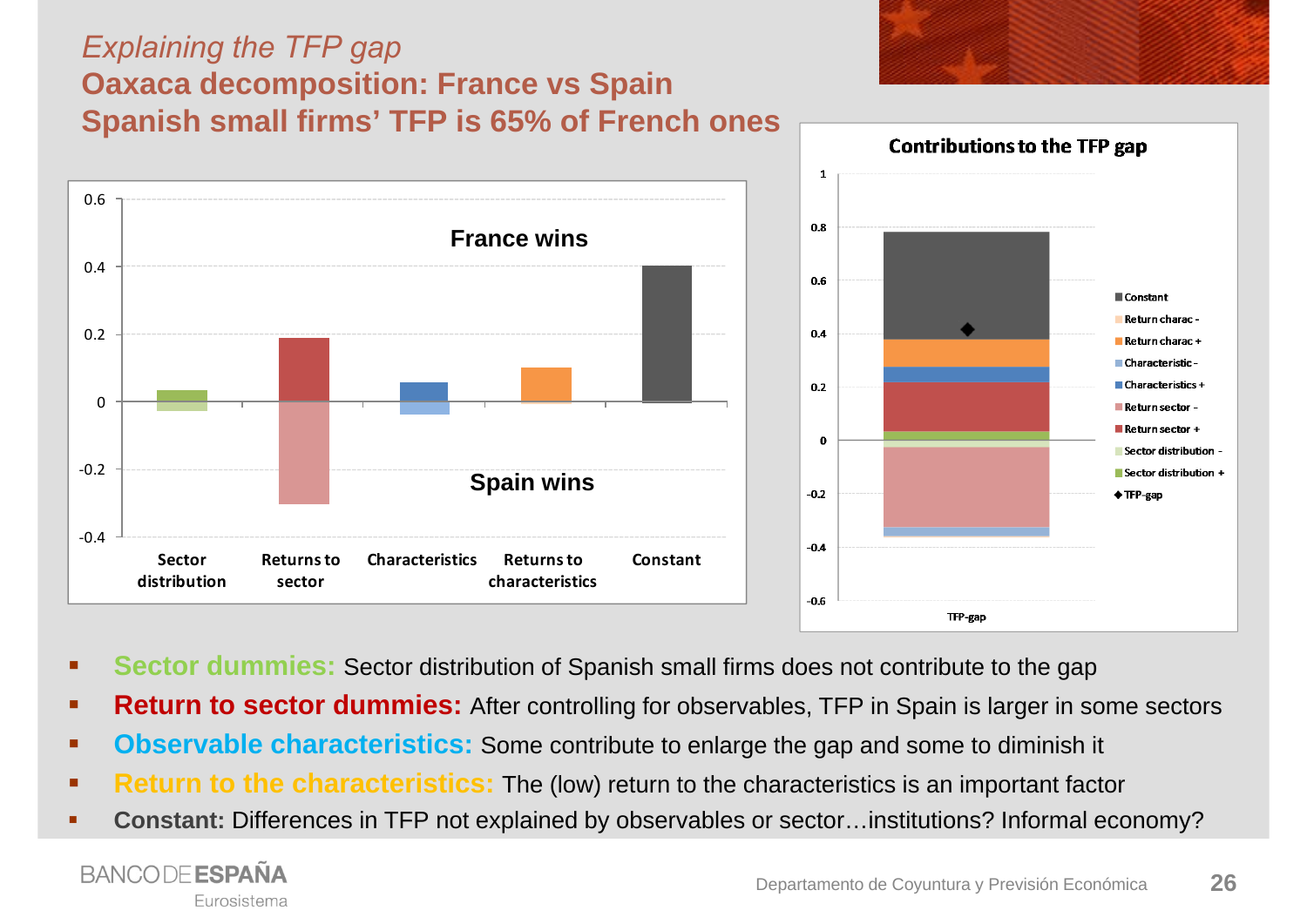*Explaining the TFP gap*

## Oaxaca decomposition: France vs Spain

## Spanish small firms' TFP is 65% of French ones

France wins

Spain wins

Sector distribution | Returns to sector | Characteristics | Returns to characteristics | Constant

Contributions to the TFP gap

- **Sector dummies:** Sector distribution of Spanish small firms does not contribute to the gap
- **Return to sector dummies:** After controlling for observables, TFP in Spain is larger in some sectors
- **Observable characteristics:** Some contribute to enlarge the gap and some to diminish it
- **Return to the characteristics:** The (low) return to the characteristics is an important factor
- **Constant:** Differences in TFP not explained by observables or sector…institutions? Informal economy?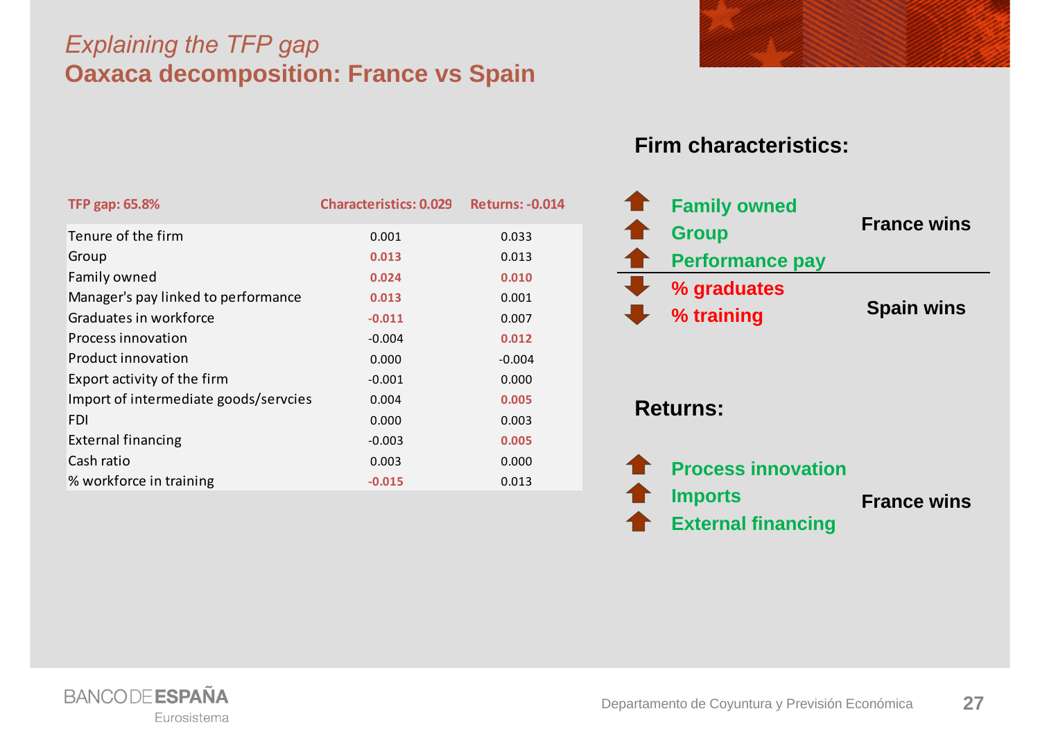*Explaining the TFP gap*

## Oaxaca decomposition: France vs Spain

| TFP gap: 65.8% | Characteristics: 0.029 | Returns: -0.014 |
|---|---|---|
| Tenure of the firm | 0.001 | 0.033 |
| Group | 0.013 | 0.013 |
| Family owned | 0.024 | 0.010 |
| Manager's pay linked to performance | 0.013 | 0.001 |
| Graduates in workforce | -0.011 | 0.007 |
| Process innovation | -0.004 | 0.012 |
| Product innovation | 0.000 | -0.004 |
| Export activity of the firm | -0.001 | 0.000 |
| Import of intermediate goods/servcies | 0.004 | 0.005 |
| FDI | 0.000 | 0.003 |
| External financing | -0.003 | 0.005 |
| Cash ratio | 0.003 | 0.000 |
| % workforce in training | -0.015 | 0.013 |

### Firm characteristics:

**France wins**
- ↑ Family owned
- ↑ Group
- ↑ Performance pay

**Spain wins**
- ↓ % graduates
- ↓ % training

### Returns:

**France wins**
- ↑ Process innovation
- ↑ Imports
- ↑ External financing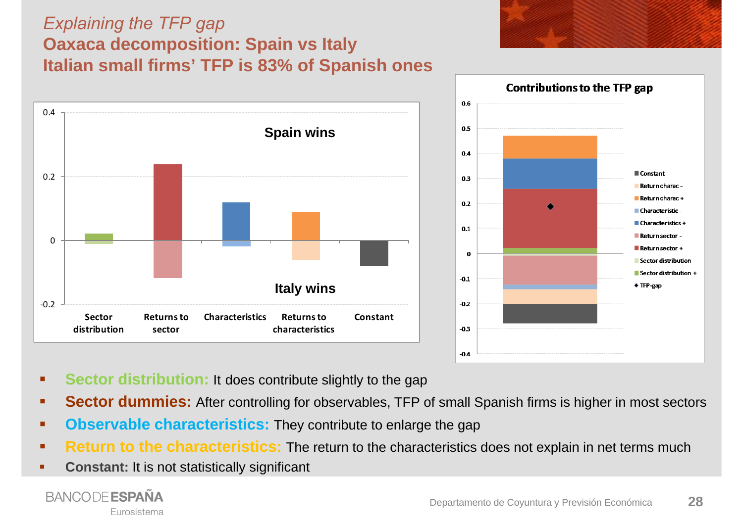*Explaining the TFP gap*

## Oaxaca decomposition: Spain vs Italy
## Italian small firms' TFP is 83% of Spanish ones

Spain wins

Italy wins

Sector distribution | Returns to sector | Characteristics | Returns to characteristics | Constant

**Contributions to the TFP gap**

Constant, Return charac -, Return charac +, Characteristic -, Characteristics +, Return sector -, Return sector +, Sector distribution -, Sector distribution +, TFP-gap

- **Sector distribution:** It does contribute slightly to the gap
- **Sector dummies:** After controlling for observables, TFP of small Spanish firms is higher in most sectors
- **Observable characteristics:** They contribute to enlarge the gap
- **Return to the characteristics:** The return to the characteristics does not explain in net terms much
- **Constant:** It is not statistically significant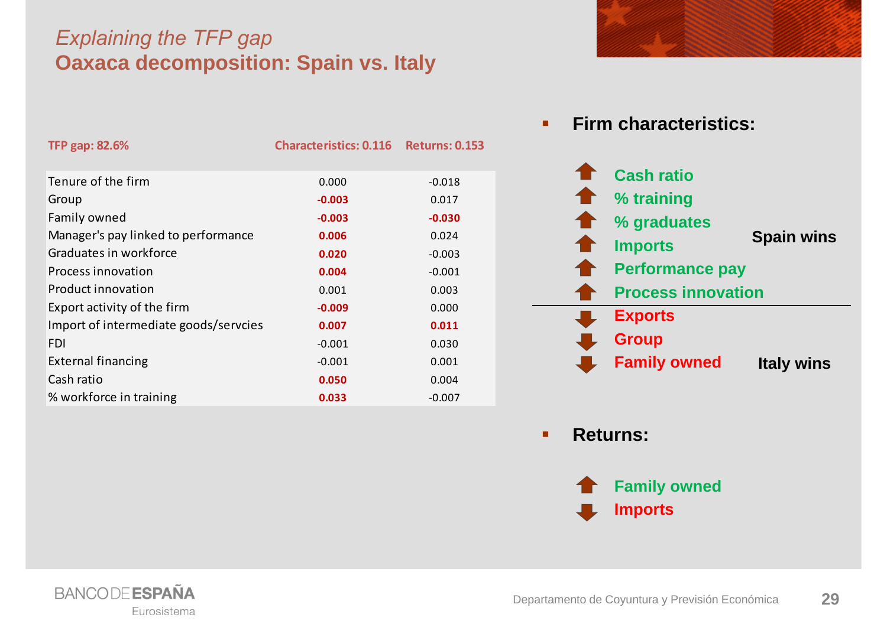*Explaining the TFP gap*

# Oaxaca decomposition: Spain vs. Italy

| TFP gap: 82.6% | Characteristics: 0.116 | Returns: 0.153 |
|---|---|---|
| Tenure of the firm | 0.000 | -0.018 |
| Group | **-0.003** | 0.017 |
| Family owned | **-0.003** | **-0.030** |
| Manager's pay linked to performance | **0.006** | 0.024 |
| Graduates in workforce | **0.020** | -0.003 |
| Process innovation | **0.004** | -0.001 |
| Product innovation | 0.001 | 0.003 |
| Export activity of the firm | **-0.009** | 0.000 |
| Import of intermediate goods/servcies | **0.007** | **0.011** |
| FDI | -0.001 | 0.030 |
| External financing | -0.001 | 0.001 |
| Cash ratio | **0.050** | 0.004 |
| % workforce in training | **0.033** | -0.007 |

- **Firm characteristics:**

  **Spain wins**
  - ⬆ **Cash ratio**
  - ⬆ **% training**
  - ⬆ **% graduates**
  - ⬆ **Imports**
  - ⬆ **Performance pay**
  - ⬆ **Process innovation**

  **Italy wins**
  - ⬇ **Exports**
  - ⬇ **Group**
  - ⬇ **Family owned**

- **Returns:**
  - ⬆ **Family owned**
  - ⬇ **Imports**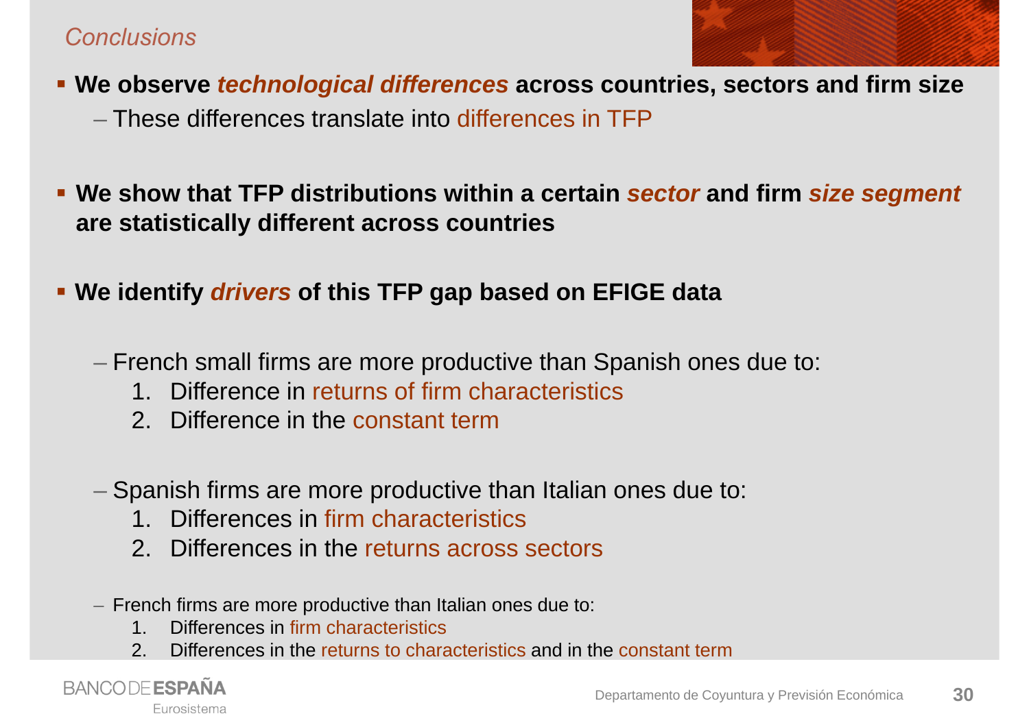## Conclusions

- **We observe *technological differences* across countries, sectors and firm size**
  - These differences translate into differences in TFP
- **We show that TFP distributions within a certain *sector* and firm *size segment* are statistically different across countries**
- **We identify *drivers* of this TFP gap based on EFIGE data**
  - French small firms are more productive than Spanish ones due to:
    1. Difference in returns of firm characteristics
    2. Difference in the constant term
  - Spanish firms are more productive than Italian ones due to:
    1. Differences in firm characteristics
    2. Differences in the returns across sectors
  - French firms are more productive than Italian ones due to:
    1. Differences in firm characteristics
    2. Differences in the returns to characteristics and in the constant term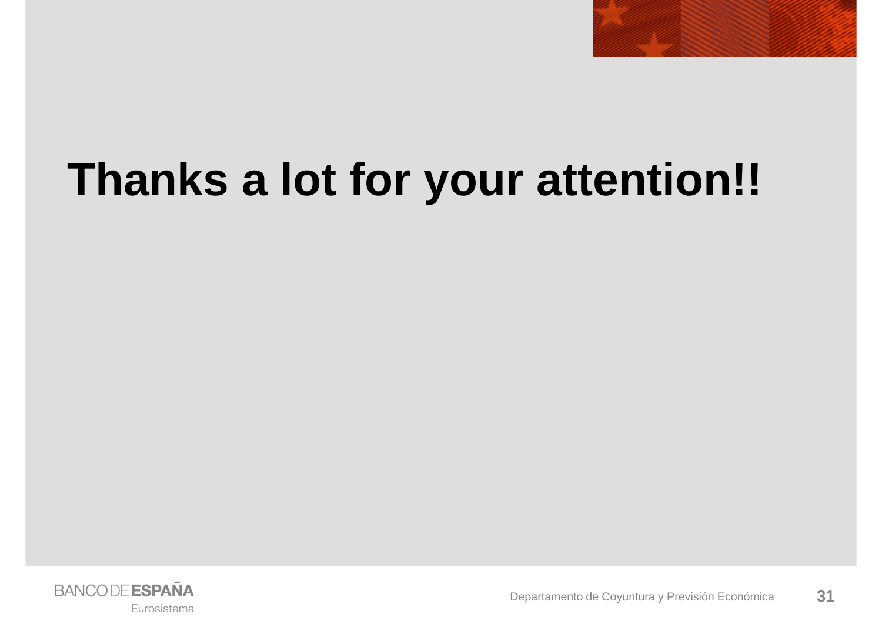# Thanks a lot for your attention!!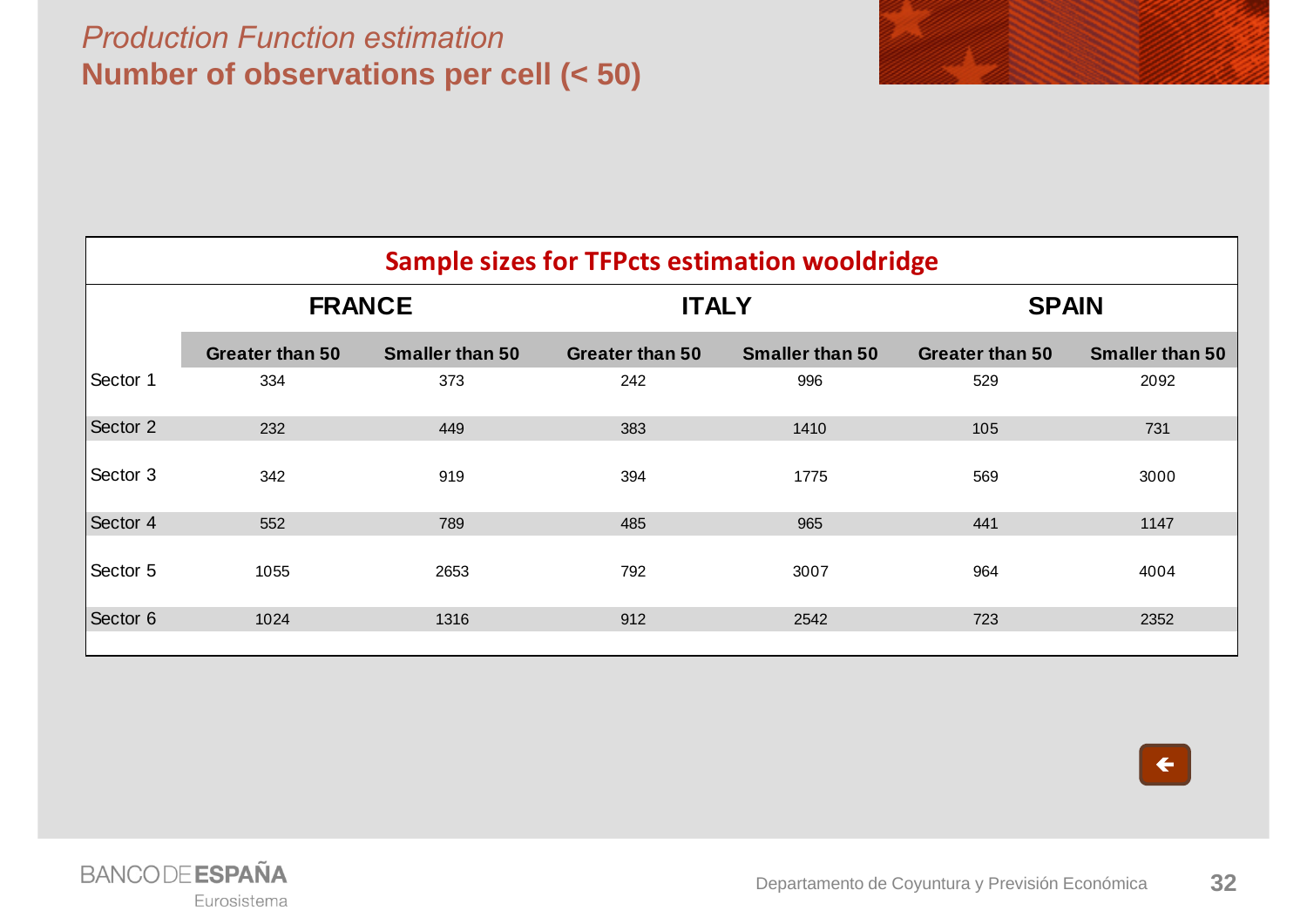*Production Function estimation*
## Number of observations per cell (< 50)

**Sample sizes for TFPcts estimation wooldridge**

| | FRANCE | | ITALY | | SPAIN | |
|---|---|---|---|---|---|---|
| | Greater than 50 | Smaller than 50 | Greater than 50 | Smaller than 50 | Greater than 50 | Smaller than 50 |
| Sector 1 | 334 | 373 | 242 | 996 | 529 | 2092 |
| Sector 2 | 232 | 449 | 383 | 1410 | 105 | 731 |
| Sector 3 | 342 | 919 | 394 | 1775 | 569 | 3000 |
| Sector 4 | 552 | 789 | 485 | 965 | 441 | 1147 |
| Sector 5 | 1055 | 2653 | 792 | 3007 | 964 | 4004 |
| Sector 6 | 1024 | 1316 | 912 | 2542 | 723 | 2352 |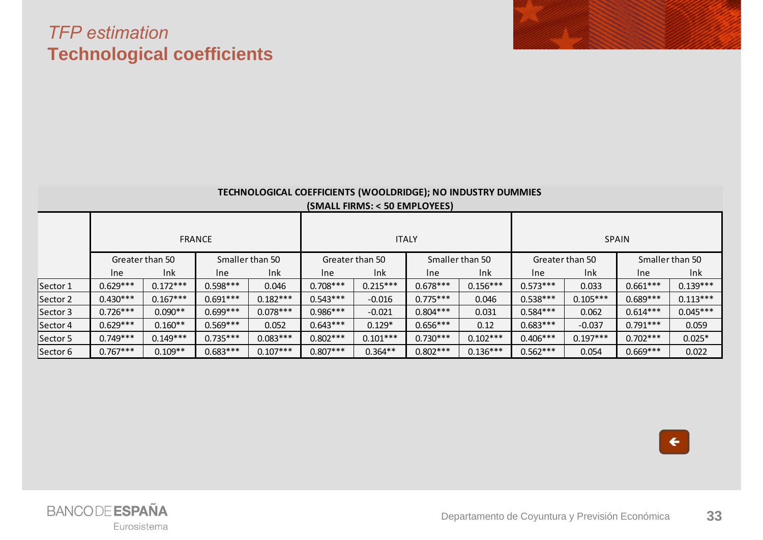*TFP estimation*

## Technological coefficients

| TECHNOLOGICAL COEFFICIENTS (WOOLDRIDGE); NO INDUSTRY DUMMIES (SMALL FIRMS: < 50 EMPLOYEES) | | | | | | | | | | | | |
|---|---|---|---|---|---|---|---|---|---|---|---|---|
| | FRANCE | | | | ITALY | | | | SPAIN | | | |
| | Greater than 50 | | Smaller than 50 | | Greater than 50 | | Smaller than 50 | | Greater than 50 | | Smaller than 50 | |
| | lne | lnk | lne | lnk | lne | lnk | lne | lnk | lne | lnk | lne | lnk |
| Sector 1 | 0.629*** | 0.172*** | 0.598*** | 0.046 | 0.708*** | 0.215*** | 0.678*** | 0.156*** | 0.573*** | 0.033 | 0.661*** | 0.139*** |
| Sector 2 | 0.430*** | 0.167*** | 0.691*** | 0.182*** | 0.543*** | -0.016 | 0.775*** | 0.046 | 0.538*** | 0.105*** | 0.689*** | 0.113*** |
| Sector 3 | 0.726*** | 0.090** | 0.699*** | 0.078*** | 0.986*** | -0.021 | 0.804*** | 0.031 | 0.584*** | 0.062 | 0.614*** | 0.045*** |
| Sector 4 | 0.629*** | 0.160** | 0.569*** | 0.052 | 0.643*** | 0.129* | 0.656*** | 0.12 | 0.683*** | -0.037 | 0.791*** | 0.059 |
| Sector 5 | 0.749*** | 0.149*** | 0.735*** | 0.083*** | 0.802*** | 0.101*** | 0.730*** | 0.102*** | 0.406*** | 0.197*** | 0.702*** | 0.025* |
| Sector 6 | 0.767*** | 0.109** | 0.683*** | 0.107*** | 0.807*** | 0.364** | 0.802*** | 0.136*** | 0.562*** | 0.054 | 0.669*** | 0.022 |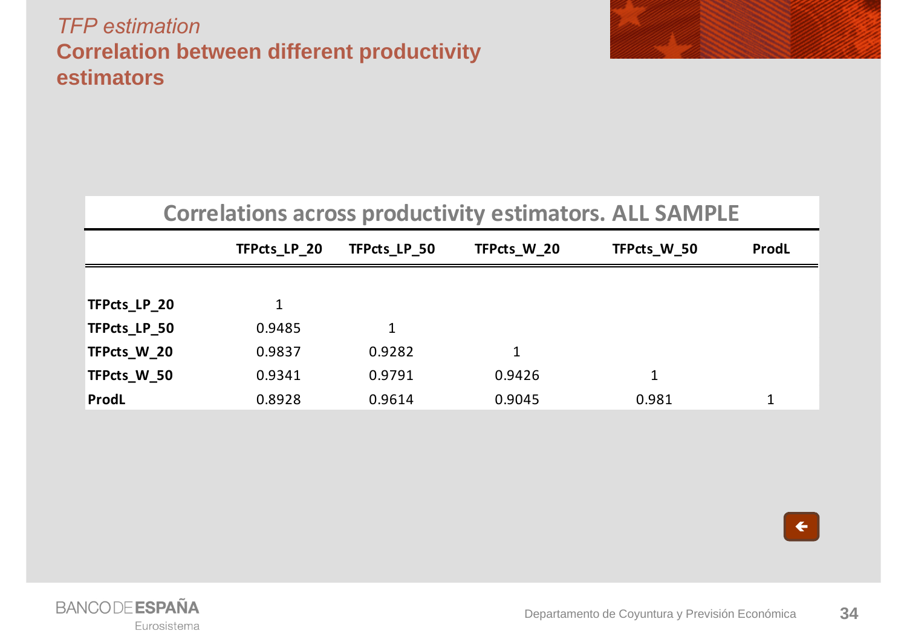*TFP estimation*

## Correlation between different productivity estimators

**Correlations across productivity estimators. ALL SAMPLE**

| | TFPcts_LP_20 | TFPcts_LP_50 | TFPcts_W_20 | TFPcts_W_50 | ProdL |
|---|---|---|---|---|---|
| **TFPcts_LP_20** | 1 | | | | |
| **TFPcts_LP_50** | 0.9485 | 1 | | | |
| **TFPcts_W_20** | 0.9837 | 0.9282 | 1 | | |
| **TFPcts_W_50** | 0.9341 | 0.9791 | 0.9426 | 1 | |
| **ProdL** | 0.8928 | 0.9614 | 0.9045 | 0.981 | 1 |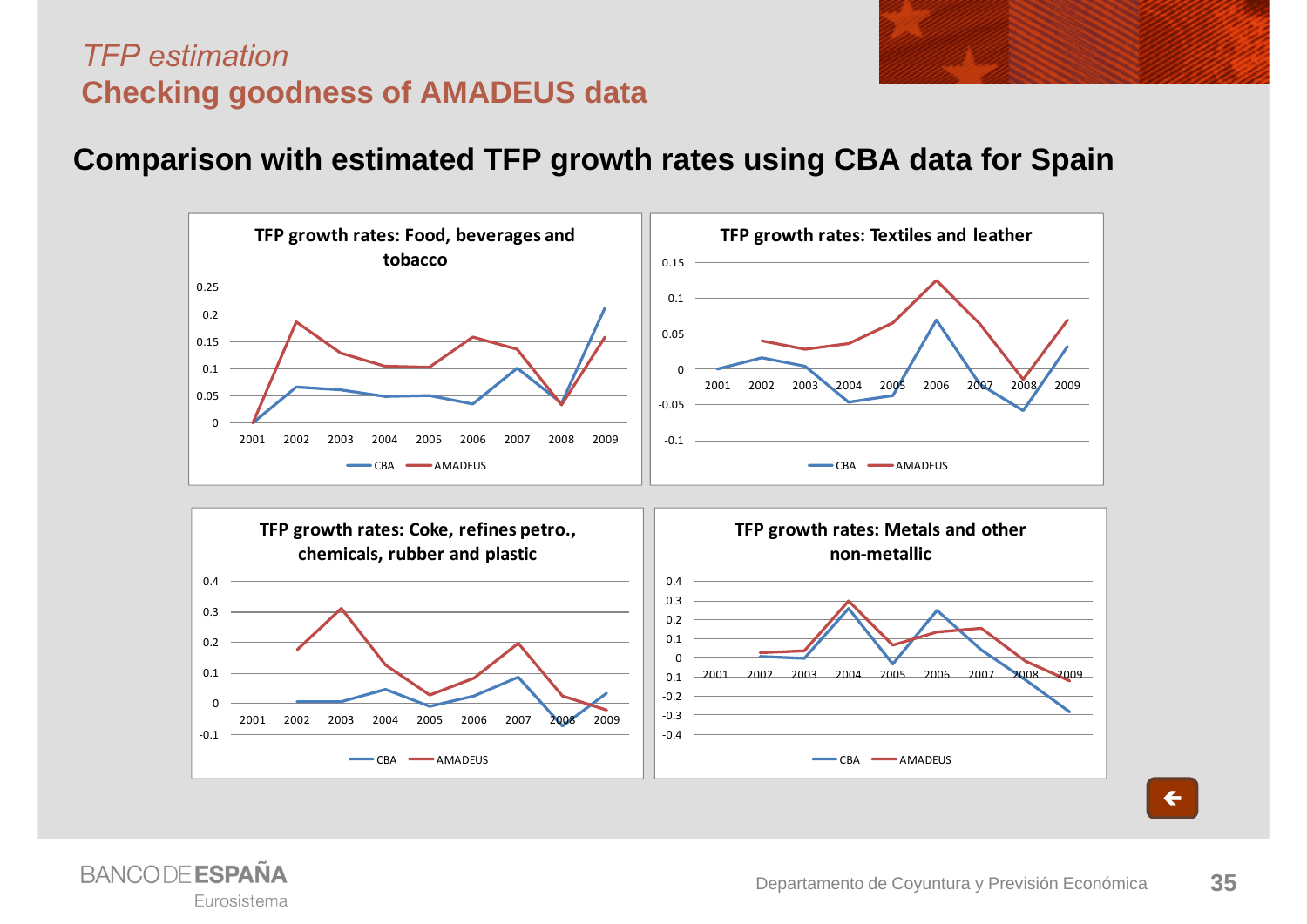*TFP estimation*

## Checking goodness of AMADEUS data

### Comparison with estimated TFP growth rates using CBA data for Spain

**TFP growth rates: Food, beverages and tobacco**

**TFP growth rates: Textiles and leather**

**TFP growth rates: Coke, refines petro., chemicals, rubber and plastic**

**TFP growth rates: Metals and other non-metallic**

Legend: CBA, AMADEUS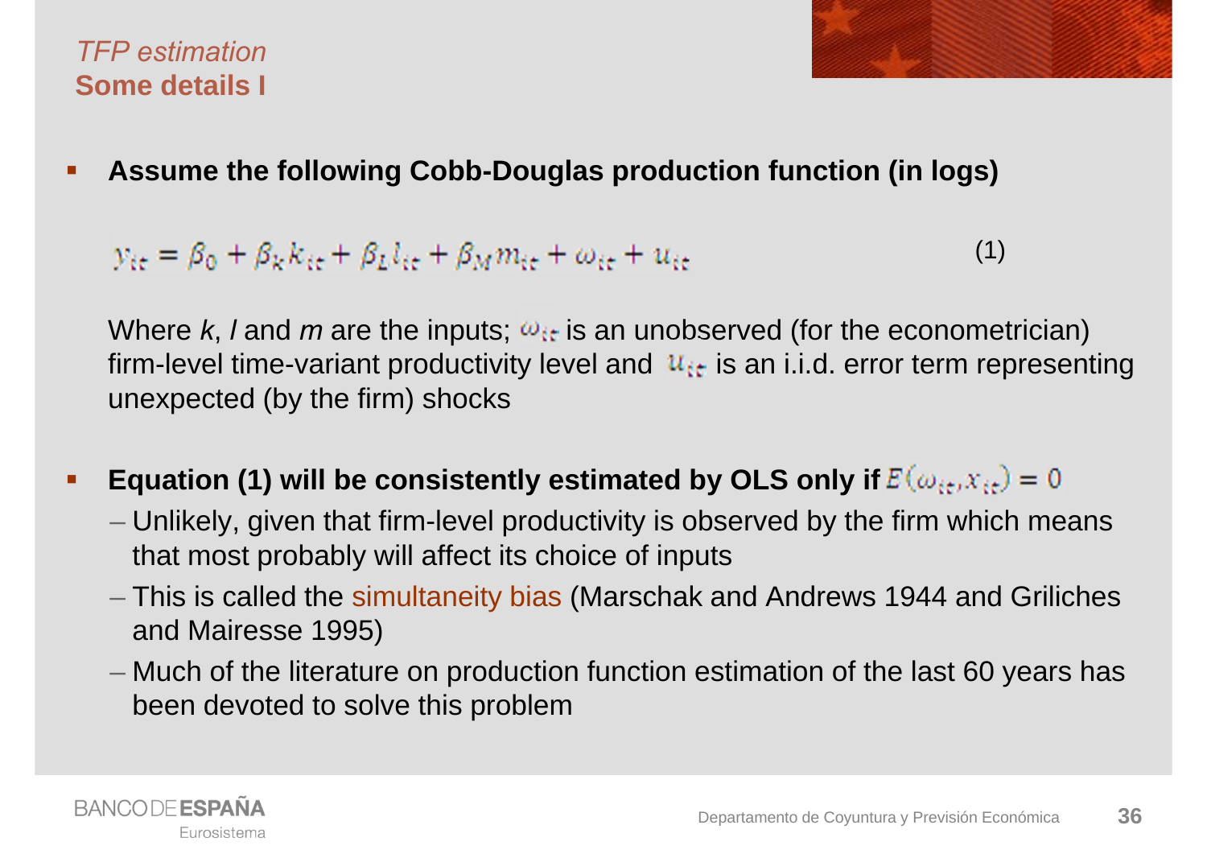*TFP estimation*

## Some details I

- **Assume the following Cobb-Douglas production function (in logs)**

$$y_{it} = \beta_0 + \beta_k k_{it} + \beta_L l_{it} + \beta_M m_{it} + \omega_{it} + u_{it} \quad (1)$$

Where *k*, *l* and *m* are the inputs; $\omega_{it}$ is an unobserved (for the econometrician) firm-level time-variant productivity level and $u_{it}$ is an i.i.d. error term representing unexpected (by the firm) shocks

- **Equation (1) will be consistently estimated by OLS only if** $E(\omega_{it}, x_{it}) = 0$
  - Unlikely, given that firm-level productivity is observed by the firm which means that most probably will affect its choice of inputs
  - This is called the simultaneity bias (Marschak and Andrews 1944 and Griliches and Mairesse 1995)
  - Much of the literature on production function estimation of the last 60 years has been devoted to solve this problem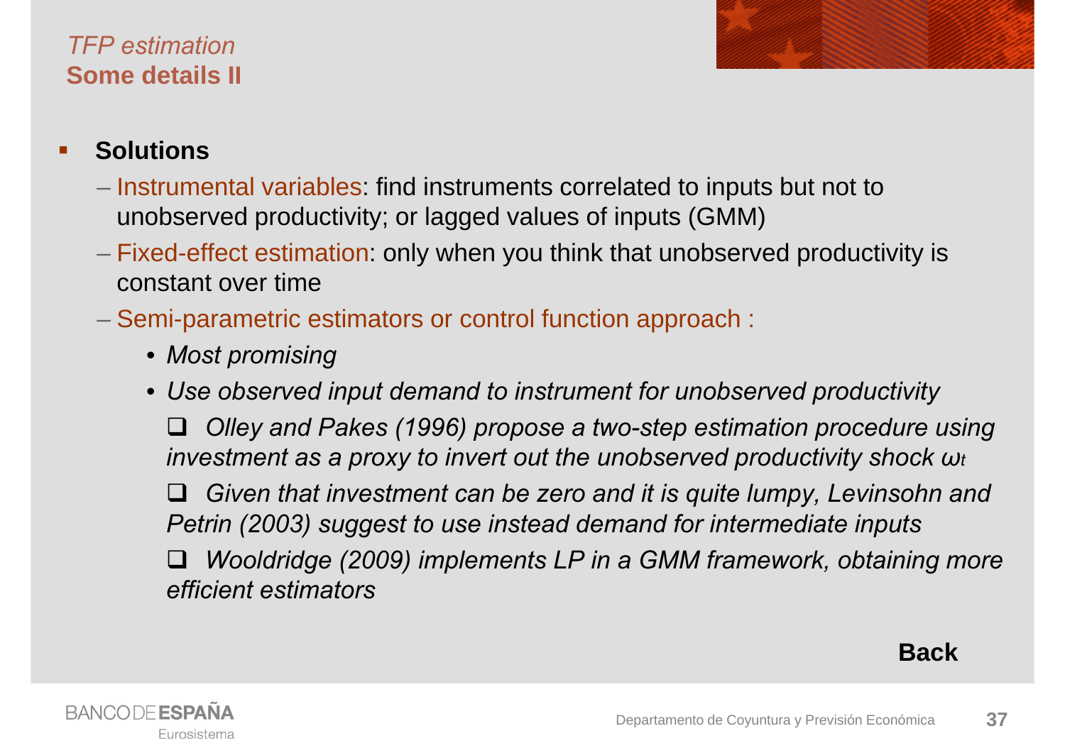*TFP estimation*

## Some details II

- **Solutions**
  - Instrumental variables: find instruments correlated to inputs but not to unobserved productivity; or lagged values of inputs (GMM)
  - Fixed-effect estimation: only when you think that unobserved productivity is constant over time
  - Semi-parametric estimators or control function approach :
    - *Most promising*
    - *Use observed input demand to instrument for unobserved productivity*
      - *Olley and Pakes (1996) propose a two-step estimation procedure using investment as a proxy to invert out the unobserved productivity shock $\omega_t$*
      - *Given that investment can be zero and it is quite lumpy, Levinsohn and Petrin (2003) suggest to use instead demand for intermediate inputs*
      - *Wooldridge (2009) implements LP in a GMM framework, obtaining more efficient estimators*

**Back**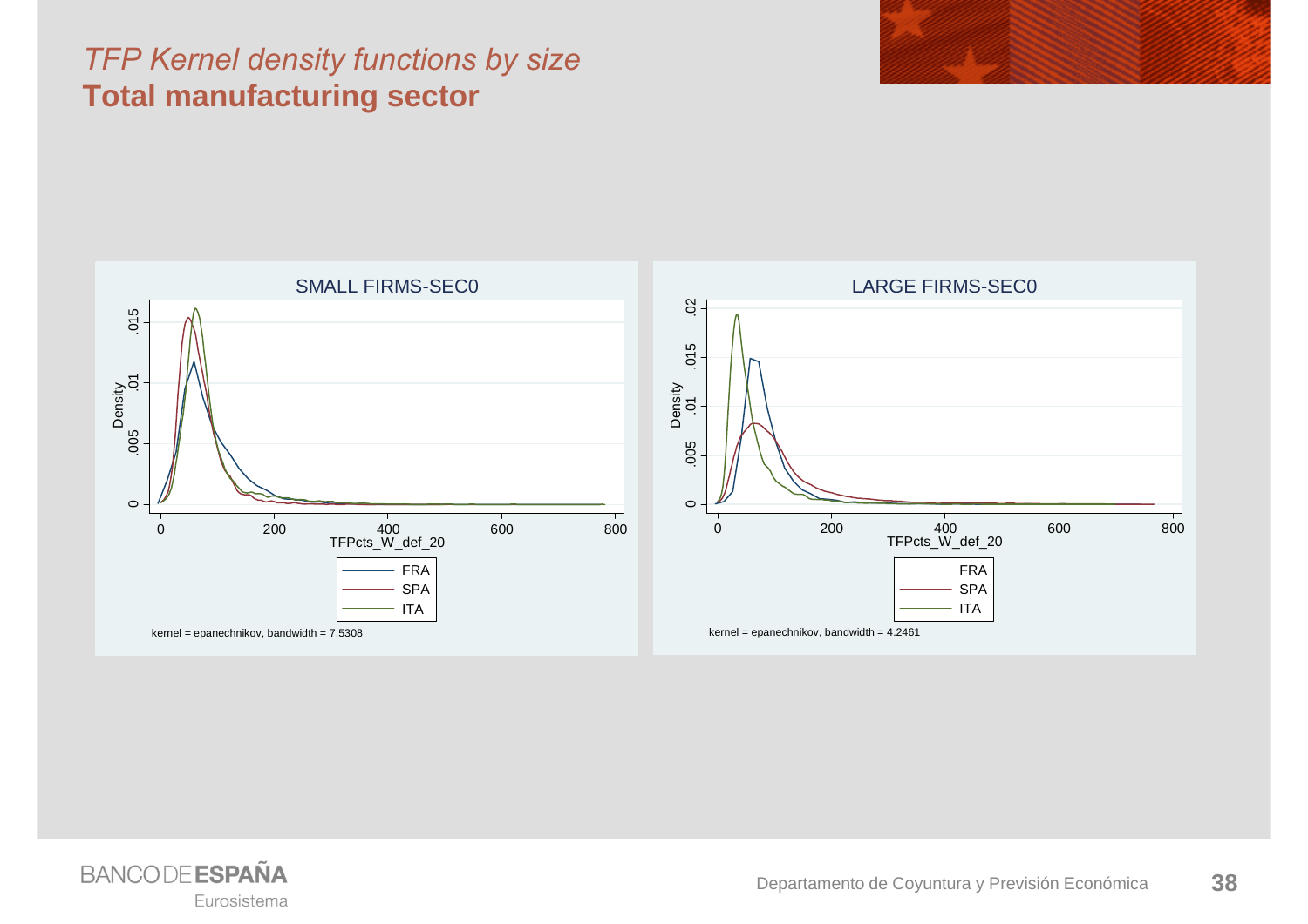*TFP Kernel density functions by size*

**Total manufacturing sector**

SMALL FIRMS-SEC0

Density

TFPcts_W_def_20

FRA
SPA
ITA

kernel = epanechnikov, bandwidth = 7.5308

LARGE FIRMS-SEC0

Density

TFPcts_W_def_20

FRA
SPA
ITA

kernel = epanechnikov, bandwidth = 4.2461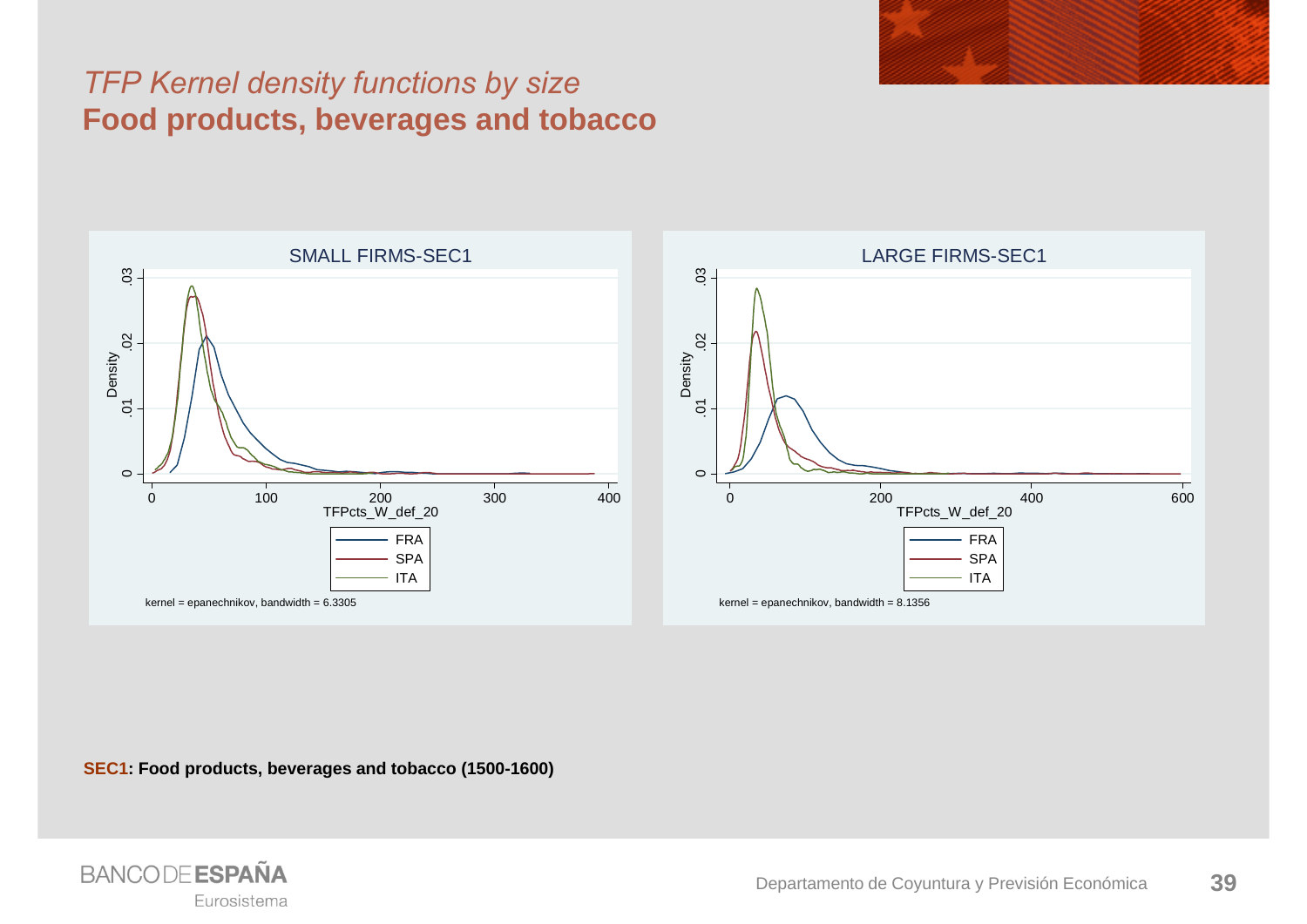## *TFP Kernel density functions by size*

# Food products, beverages and tobacco

SMALL FIRMS-SEC1

kernel = epanechnikov, bandwidth = 6.3305

LARGE FIRMS-SEC1

kernel = epanechnikov, bandwidth = 8.1356

**SEC1: Food products, beverages and tobacco (1500-1600)**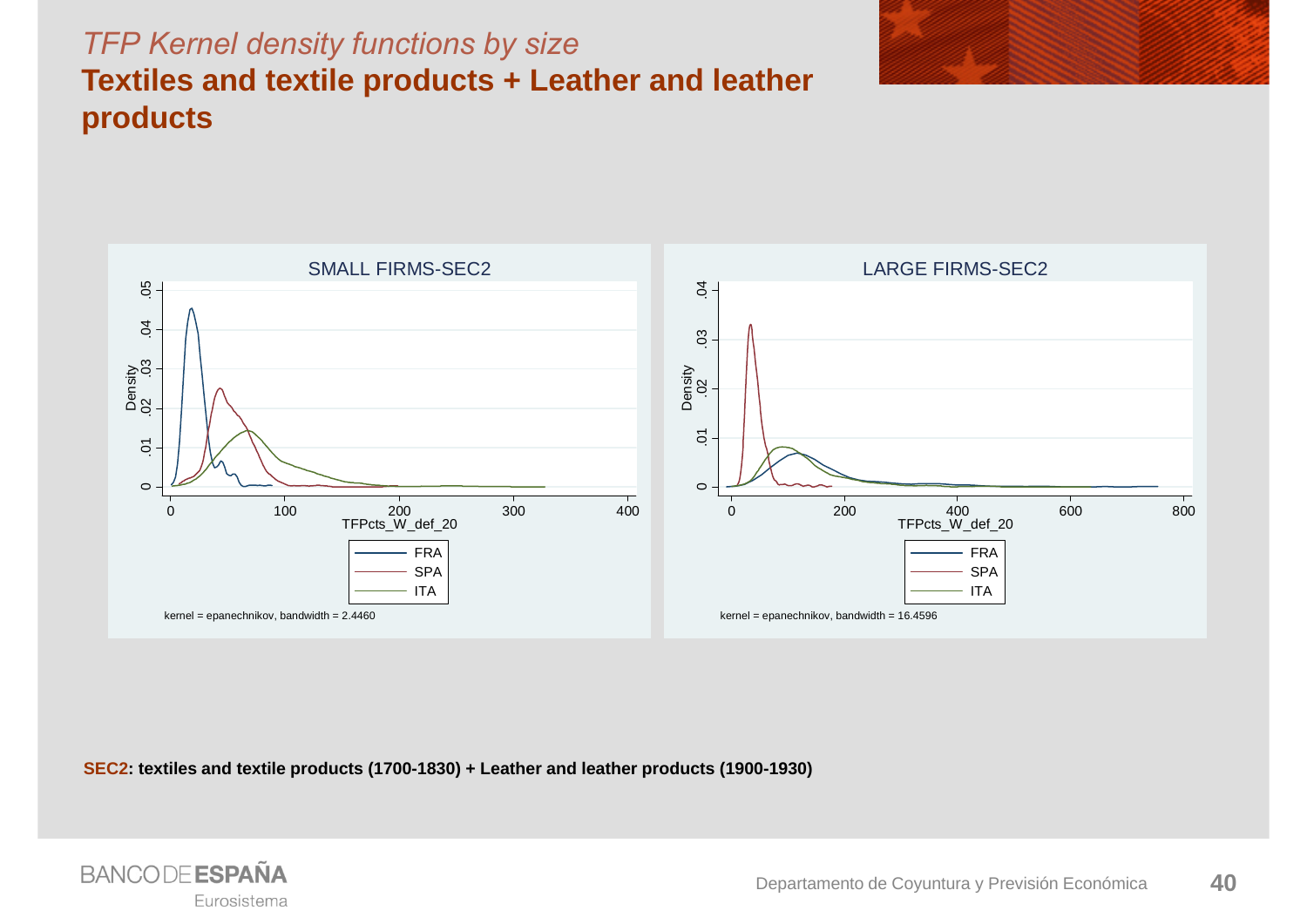*TFP Kernel density functions by size*

# Textiles and textile products + Leather and leather products

SMALL FIRMS-SEC2

LARGE FIRMS-SEC2

kernel = epanechnikov, bandwidth = 2.4460

kernel = epanechnikov, bandwidth = 16.4596

**SEC2: textiles and textile products (1700-1830) + Leather and leather products (1900-1930)**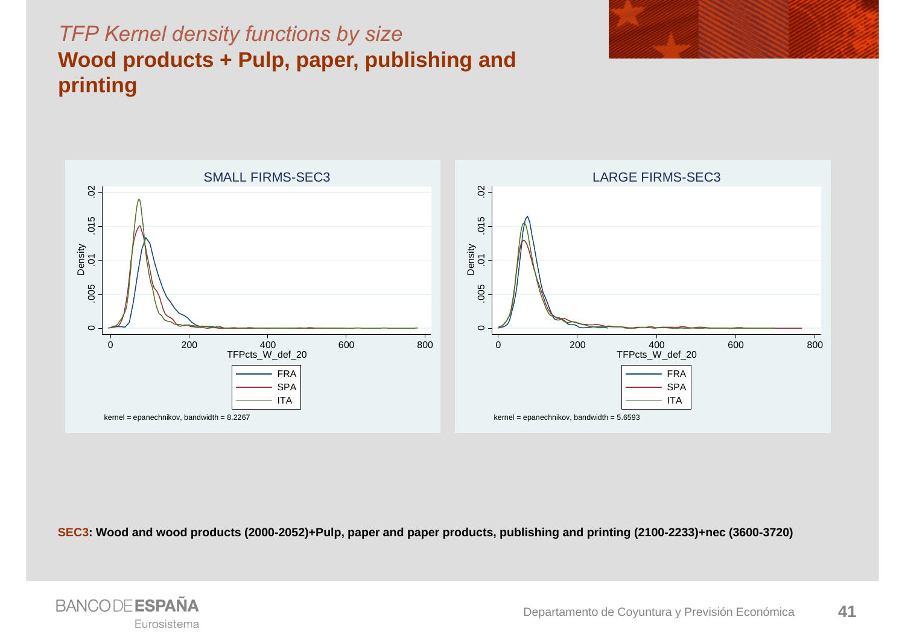*TFP Kernel density functions by size*

## Wood products + Pulp, paper, publishing and printing

SMALL FIRMS-SEC3

LARGE FIRMS-SEC3

Density

TFPcts_W_def_20

FRA
SPA
ITA

kernel = epanechnikov, bandwidth = 8.2267

kernel = epanechnikov, bandwidth = 5.6593

**SEC3: Wood and wood products (2000-2052)+Pulp, paper and paper products, publishing and printing (2100-2233)+nec (3600-3720)**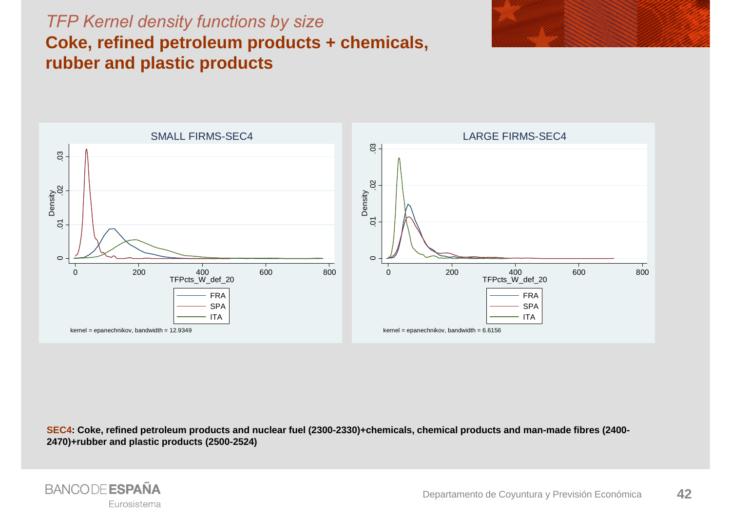*TFP Kernel density functions by size*

## Coke, refined petroleum products + chemicals, rubber and plastic products

SMALL FIRMS-SEC4

LARGE FIRMS-SEC4

**SEC4: Coke, refined petroleum products and nuclear fuel (2300-2330)+chemicals, chemical products and man-made fibres (2400-2470)+rubber and plastic products (2500-2524)**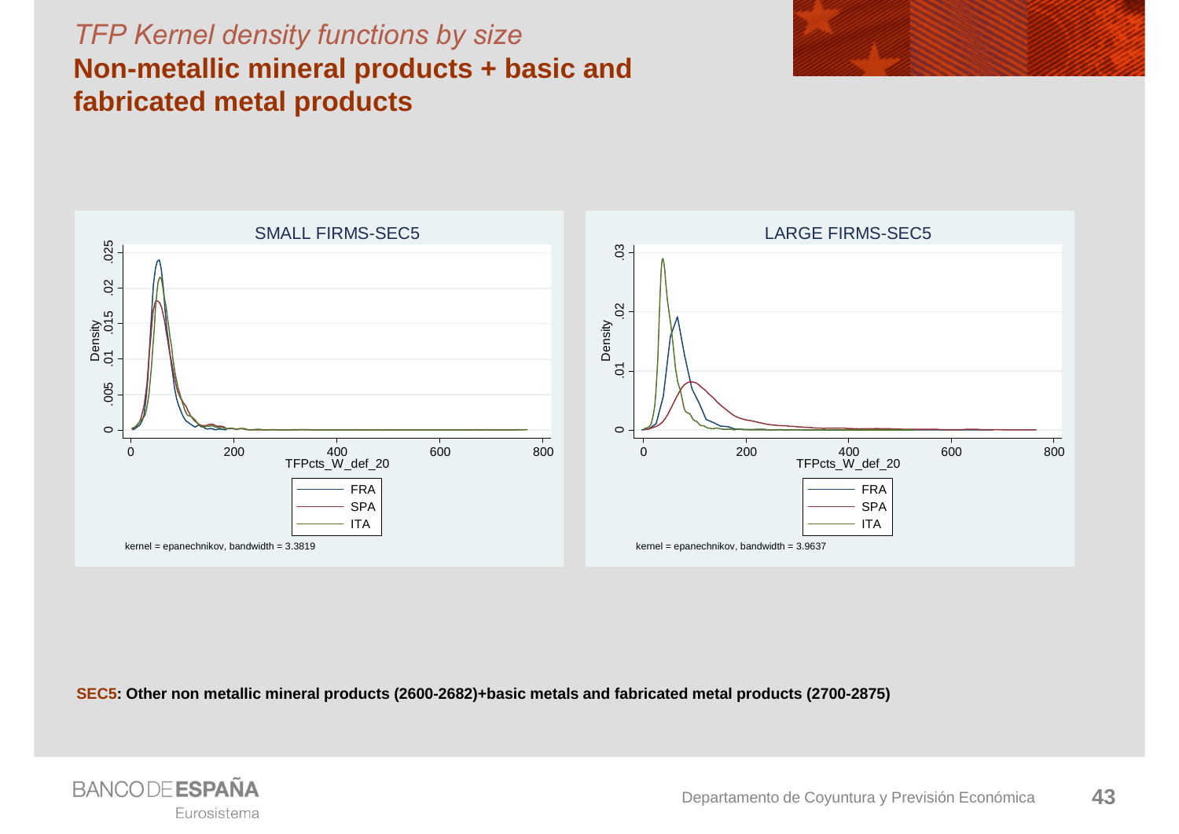*TFP Kernel density functions by size*

## Non-metallic mineral products + basic and fabricated metal products

SMALL FIRMS-SEC5

kernel = epanechnikov, bandwidth = 3.3819

LARGE FIRMS-SEC5

kernel = epanechnikov, bandwidth = 3.9637

**SEC5: Other non metallic mineral products (2600-2682)+basic metals and fabricated metal products (2700-2875)**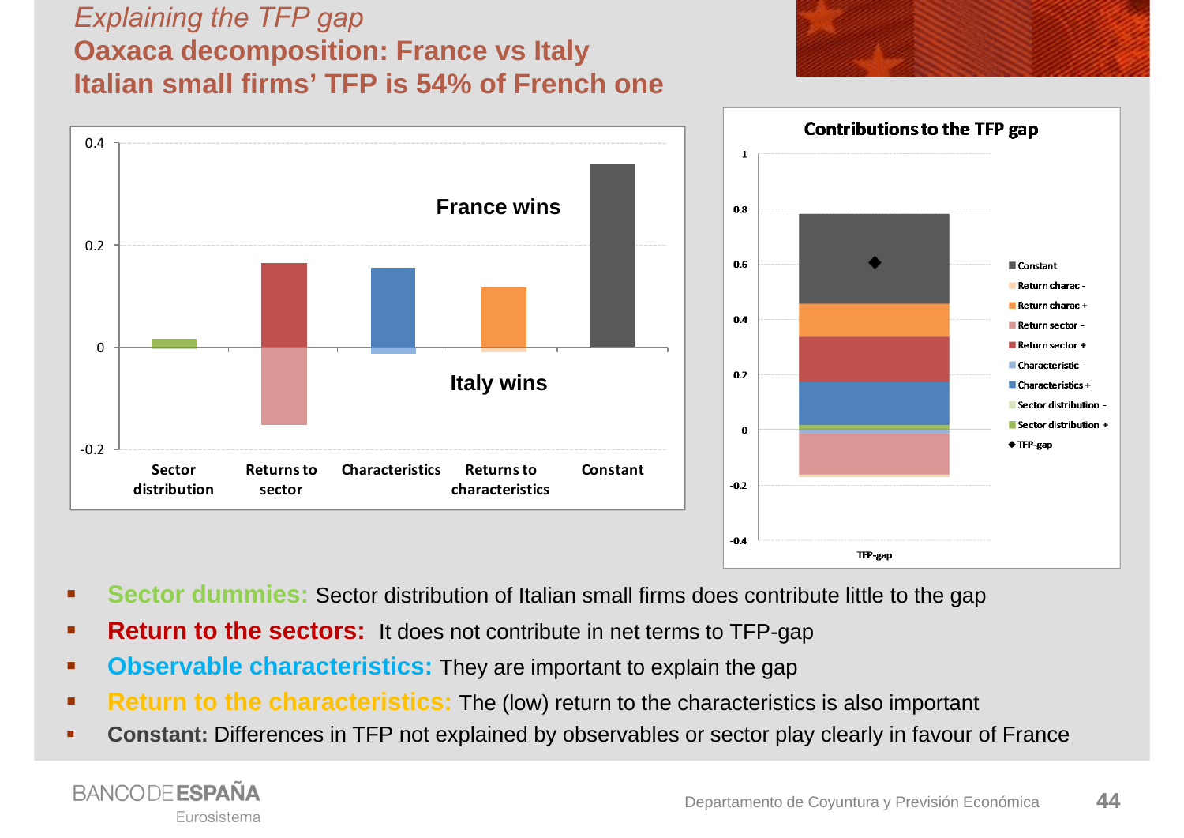*Explaining the TFP gap*

## Oaxaca decomposition: France vs Italy

## Italian small firms' TFP is 54% of French one

- **Sector dummies:** Sector distribution of Italian small firms does contribute little to the gap
- **Return to the sectors:** It does not contribute in net terms to TFP-gap
- **Observable characteristics:** They are important to explain the gap
- **Return to the characteristics:** The (low) return to the characteristics is also important
- **Constant:** Differences in TFP not explained by observables or sector play clearly in favour of France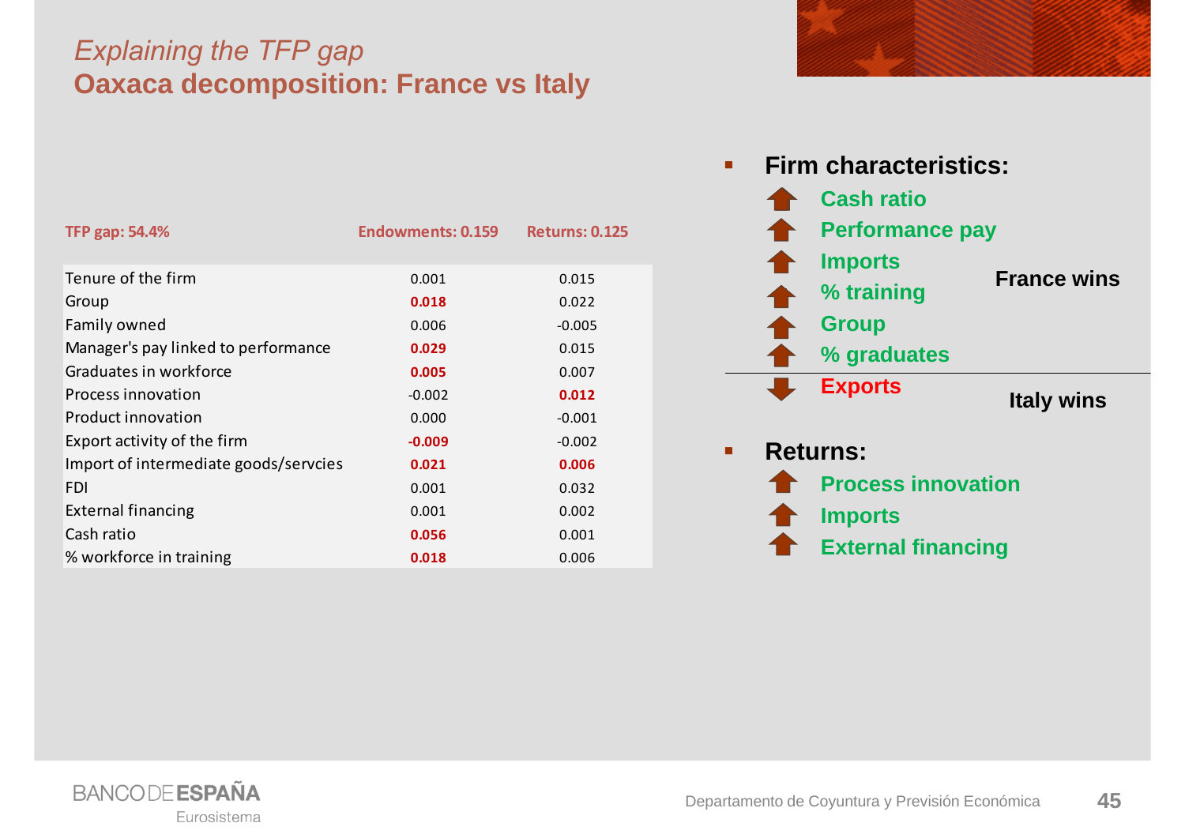*Explaining the TFP gap*

# Oaxaca decomposition: France vs Italy

| TFP gap: 54.4% | Endowments: 0.159 | Returns: 0.125 |
|---|---|---|
| Tenure of the firm | 0.001 | 0.015 |
| Group | **0.018** | 0.022 |
| Family owned | 0.006 | -0.005 |
| Manager's pay linked to performance | **0.029** | 0.015 |
| Graduates in workforce | **0.005** | 0.007 |
| Process innovation | -0.002 | **0.012** |
| Product innovation | 0.000 | -0.001 |
| Export activity of the firm | **-0.009** | -0.002 |
| Import of intermediate goods/servcies | **0.021** | **0.006** |
| FDI | 0.001 | 0.032 |
| External financing | 0.001 | 0.002 |
| Cash ratio | **0.056** | 0.001 |
| % workforce in training | **0.018** | 0.006 |

- **Firm characteristics:**
  - France wins:
    - ↑ **Cash ratio**
    - ↑ **Performance pay**
    - ↑ **Imports**
    - ↑ **% training**
    - ↑ **Group**
    - ↑ **% graduates**
  - Italy wins:
    - ↓ **Exports**
- **Returns:**
  - ↑ **Process innovation**
  - ↑ **Imports**
  - ↑ **External financing**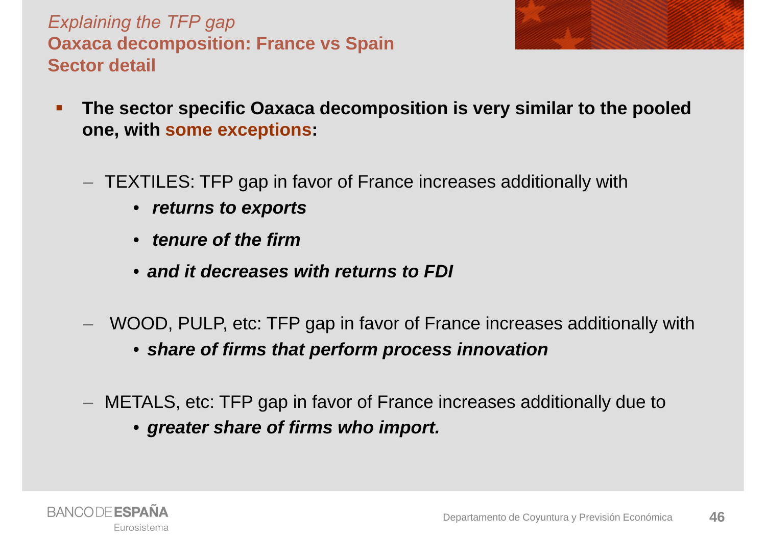*Explaining the TFP gap*

## Oaxaca decomposition: France vs Spain
## Sector detail

- **The sector specific Oaxaca decomposition is very similar to the pooled one, with some exceptions:**
  - TEXTILES: TFP gap in favor of France increases additionally with
    - ***returns to exports***
    - ***tenure of the firm***
    - ***and it decreases with returns to FDI***
  - WOOD, PULP, etc: TFP gap in favor of France increases additionally with
    - ***share of firms that perform process innovation***
  - METALS, etc: TFP gap in favor of France increases additionally due to
    - ***greater share of firms who import.***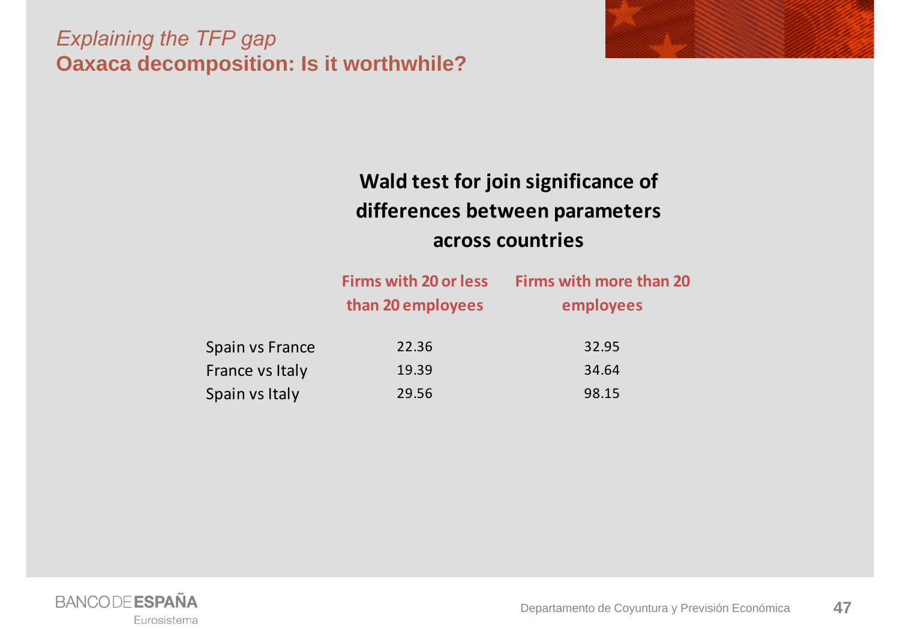*Explaining the TFP gap*

## Oaxaca decomposition: Is it worthwhile?

**Wald test for join significance of differences between parameters across countries**

| | Firms with 20 or less than 20 employees | Firms with more than 20 employees |
|---|---|---|
| Spain vs France | 22.36 | 32.95 |
| France vs Italy | 19.39 | 34.64 |
| Spain vs Italy | 29.56 | 98.15 |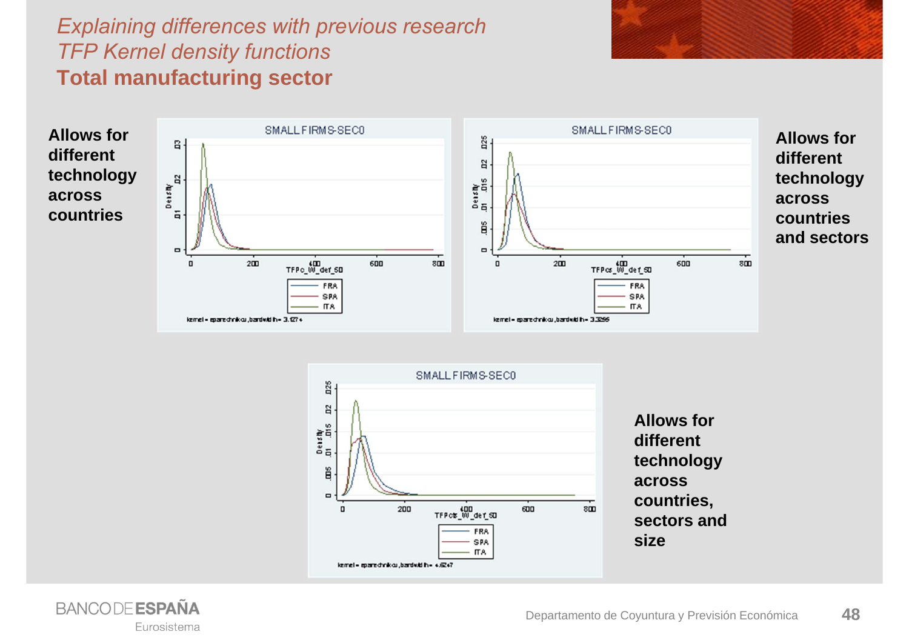*Explaining differences with previous research*
*TFP Kernel density functions*

## Total manufacturing sector

**Allows for different technology across countries**

**Allows for different technology across countries and sectors**

**Allows for different technology across countries, sectors and size**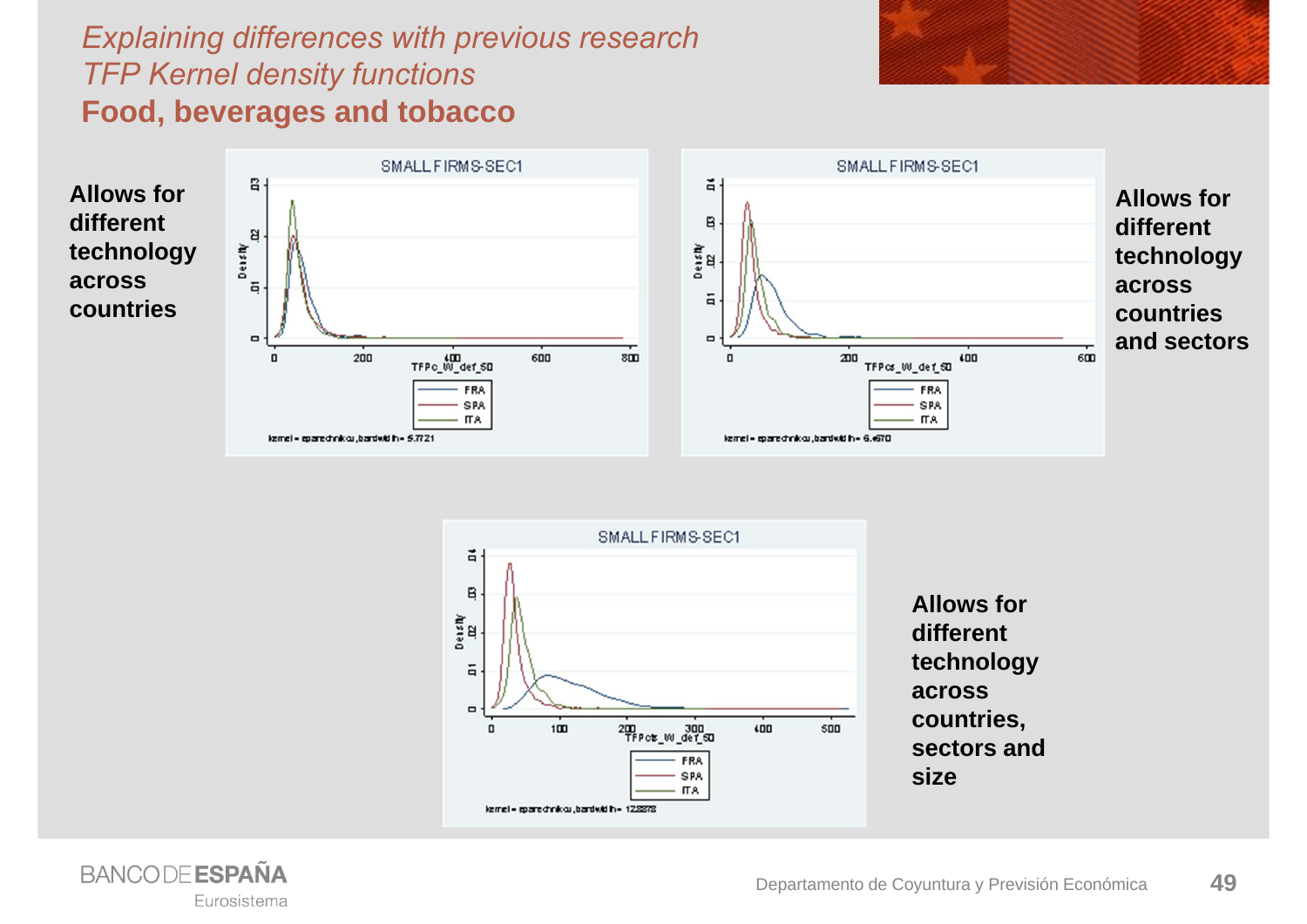*Explaining differences with previous research*
*TFP Kernel density functions*

## Food, beverages and tobacco

**Allows for different technology across countries**

**Allows for different technology across countries and sectors**

**Allows for different technology across countries, sectors and size**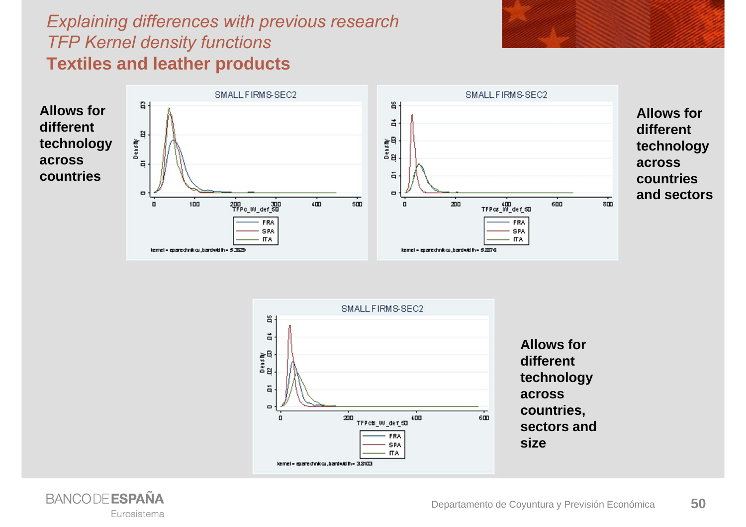*Explaining differences with previous research*
*TFP Kernel density functions*

## Textiles and leather products

**Allows for different technology across countries**

SMALL FIRMS-SEC2

Density

0 .01 .02 .03

0 100 200 300 400 500

TFPc_W_def_SD

FRA
SPA
ITA

kernel = epanechnikov, bandwidth = 5.3529

SMALL FIRMS-SEC2

Density

0 .01 .02 .03 .04 .05

0 200 400 600 800

TFPcs_W_def_SD

FRA
SPA
ITA

kernel = epanechnikov, bandwidth = 5.2876

**Allows for different technology across countries and sectors**

SMALL FIRMS-SEC2

Density

0 .01 .02 .03 .04 .05

0 200 400 600

TFPcts_W_def_SD

FRA
SPA
ITA

kernel = epanechnikov, bandwidth = 3.8103

**Allows for different technology across countries, sectors and size**

BANCO DE ESPAÑA
Eurosistema

Departamento de Coyuntura y Previsión Económica